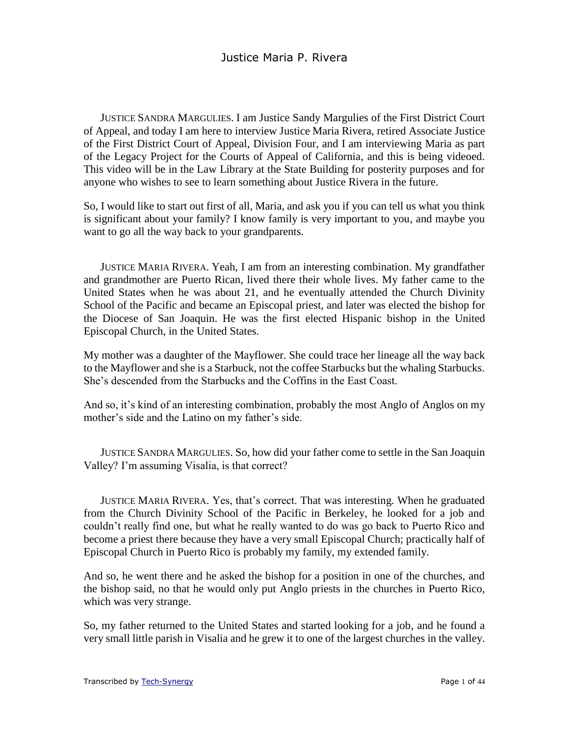# Justice Maria P. Rivera

JUSTICE SANDRA MARGULIES. I am Justice Sandy Margulies of the First District Court of Appeal, and today I am here to interview Justice Maria Rivera, retired Associate Justice of the First District Court of Appeal, Division Four, and I am interviewing Maria as part of the Legacy Project for the Courts of Appeal of California, and this is being videoed. This video will be in the Law Library at the State Building for posterity purposes and for anyone who wishes to see to learn something about Justice Rivera in the future.

So, I would like to start out first of all, Maria, and ask you if you can tell us what you think is significant about your family? I know family is very important to you, and maybe you want to go all the way back to your grandparents.

JUSTICE MARIA RIVERA. Yeah, I am from an interesting combination. My grandfather and grandmother are Puerto Rican, lived there their whole lives. My father came to the United States when he was about 21, and he eventually attended the Church Divinity School of the Pacific and became an Episcopal priest, and later was elected the bishop for the Diocese of San Joaquin. He was the first elected Hispanic bishop in the United Episcopal Church, in the United States.

My mother was a daughter of the Mayflower. She could trace her lineage all the way back to the Mayflower and she is a Starbuck, not the coffee Starbucks but the whaling Starbucks. She's descended from the Starbucks and the Coffins in the East Coast.

And so, it's kind of an interesting combination, probably the most Anglo of Anglos on my mother's side and the Latino on my father's side.

JUSTICE SANDRA MARGULIES. So, how did your father come to settle in the San Joaquin Valley? I'm assuming Visalia, is that correct?

JUSTICE MARIA RIVERA. Yes, that's correct. That was interesting. When he graduated from the Church Divinity School of the Pacific in Berkeley, he looked for a job and couldn't really find one, but what he really wanted to do was go back to Puerto Rico and become a priest there because they have a very small Episcopal Church; practically half of Episcopal Church in Puerto Rico is probably my family, my extended family.

And so, he went there and he asked the bishop for a position in one of the churches, and the bishop said, no that he would only put Anglo priests in the churches in Puerto Rico, which was very strange.

So, my father returned to the United States and started looking for a job, and he found a very small little parish in Visalia and he grew it to one of the largest churches in the valley.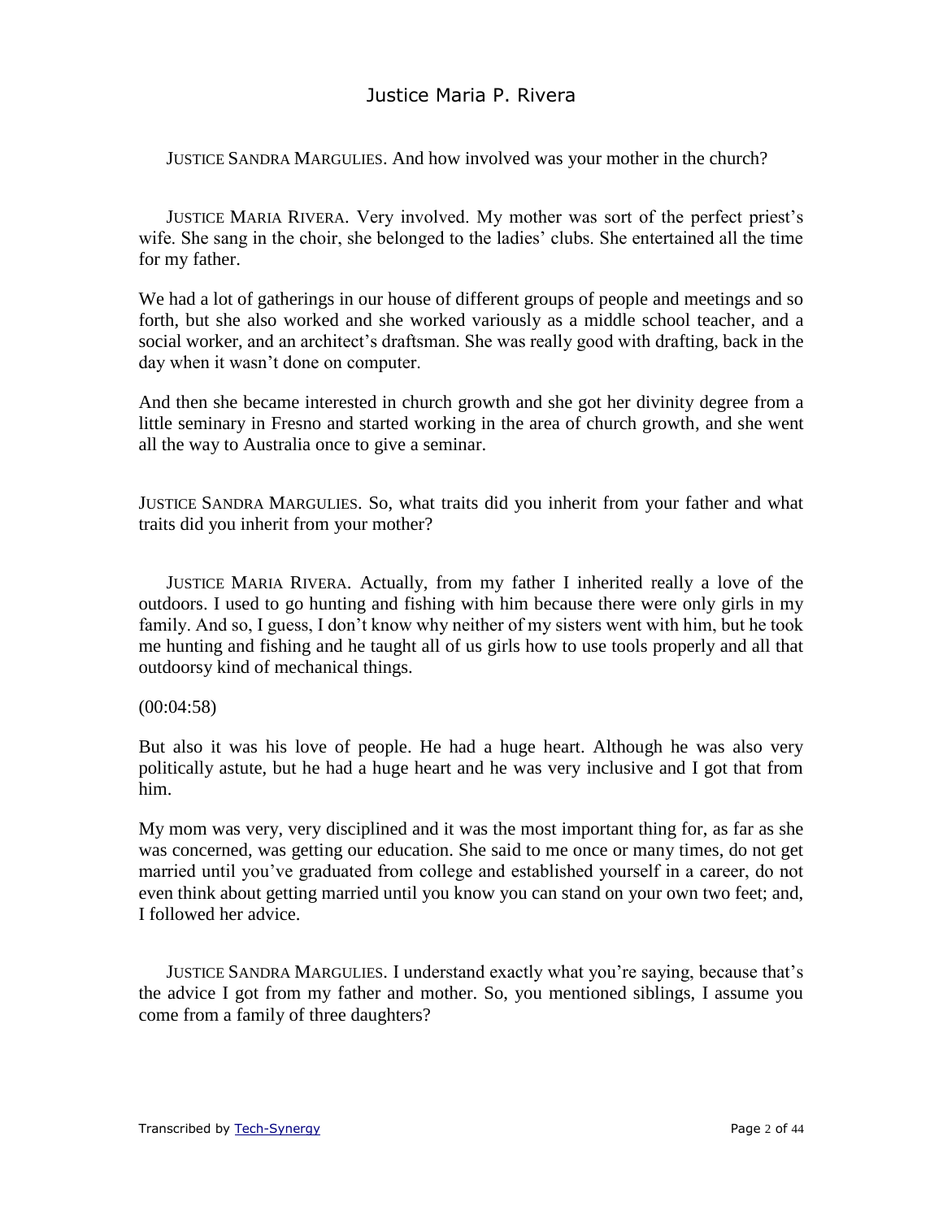JUSTICE SANDRA MARGULIES. And how involved was your mother in the church?

JUSTICE MARIA RIVERA. Very involved. My mother was sort of the perfect priest's wife. She sang in the choir, she belonged to the ladies' clubs. She entertained all the time for my father.

We had a lot of gatherings in our house of different groups of people and meetings and so forth, but she also worked and she worked variously as a middle school teacher, and a social worker, and an architect's draftsman. She was really good with drafting, back in the day when it wasn't done on computer.

And then she became interested in church growth and she got her divinity degree from a little seminary in Fresno and started working in the area of church growth, and she went all the way to Australia once to give a seminar.

JUSTICE SANDRA MARGULIES. So, what traits did you inherit from your father and what traits did you inherit from your mother?

JUSTICE MARIA RIVERA. Actually, from my father I inherited really a love of the outdoors. I used to go hunting and fishing with him because there were only girls in my family. And so, I guess, I don't know why neither of my sisters went with him, but he took me hunting and fishing and he taught all of us girls how to use tools properly and all that outdoorsy kind of mechanical things.

(00:04:58)

But also it was his love of people. He had a huge heart. Although he was also very politically astute, but he had a huge heart and he was very inclusive and I got that from him.

My mom was very, very disciplined and it was the most important thing for, as far as she was concerned, was getting our education. She said to me once or many times, do not get married until you've graduated from college and established yourself in a career, do not even think about getting married until you know you can stand on your own two feet; and, I followed her advice.

JUSTICE SANDRA MARGULIES. I understand exactly what you're saying, because that's the advice I got from my father and mother. So, you mentioned siblings, I assume you come from a family of three daughters?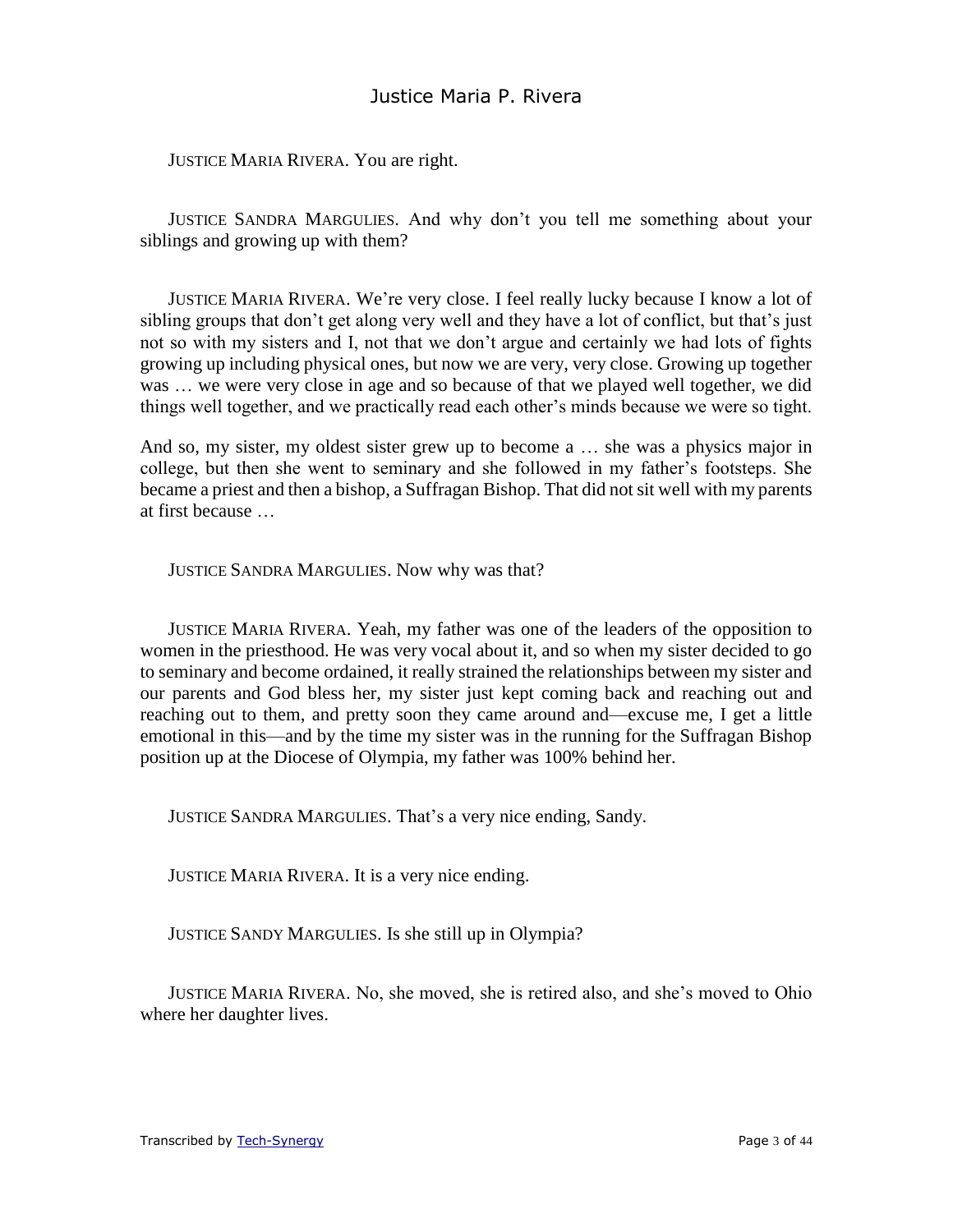JUSTICE MARIA RIVERA. You are right.

JUSTICE SANDRA MARGULIES. And why don't you tell me something about your siblings and growing up with them?

JUSTICE MARIA RIVERA. We're very close. I feel really lucky because I know a lot of sibling groups that don't get along very well and they have a lot of conflict, but that's just not so with my sisters and I, not that we don't argue and certainly we had lots of fights growing up including physical ones, but now we are very, very close. Growing up together was … we were very close in age and so because of that we played well together, we did things well together, and we practically read each other's minds because we were so tight.

And so, my sister, my oldest sister grew up to become a … she was a physics major in college, but then she went to seminary and she followed in my father's footsteps. She became a priest and then a bishop, a Suffragan Bishop. That did not sit well with my parents at first because …

JUSTICE SANDRA MARGULIES. Now why was that?

JUSTICE MARIA RIVERA. Yeah, my father was one of the leaders of the opposition to women in the priesthood. He was very vocal about it, and so when my sister decided to go to seminary and become ordained, it really strained the relationships between my sister and our parents and God bless her, my sister just kept coming back and reaching out and reaching out to them, and pretty soon they came around and—excuse me, I get a little emotional in this—and by the time my sister was in the running for the Suffragan Bishop position up at the Diocese of Olympia, my father was 100% behind her.

JUSTICE SANDRA MARGULIES. That's a very nice ending, Sandy.

JUSTICE MARIA RIVERA. It is a very nice ending.

JUSTICE SANDY MARGULIES. Is she still up in Olympia?

JUSTICE MARIA RIVERA. No, she moved, she is retired also, and she's moved to Ohio where her daughter lives.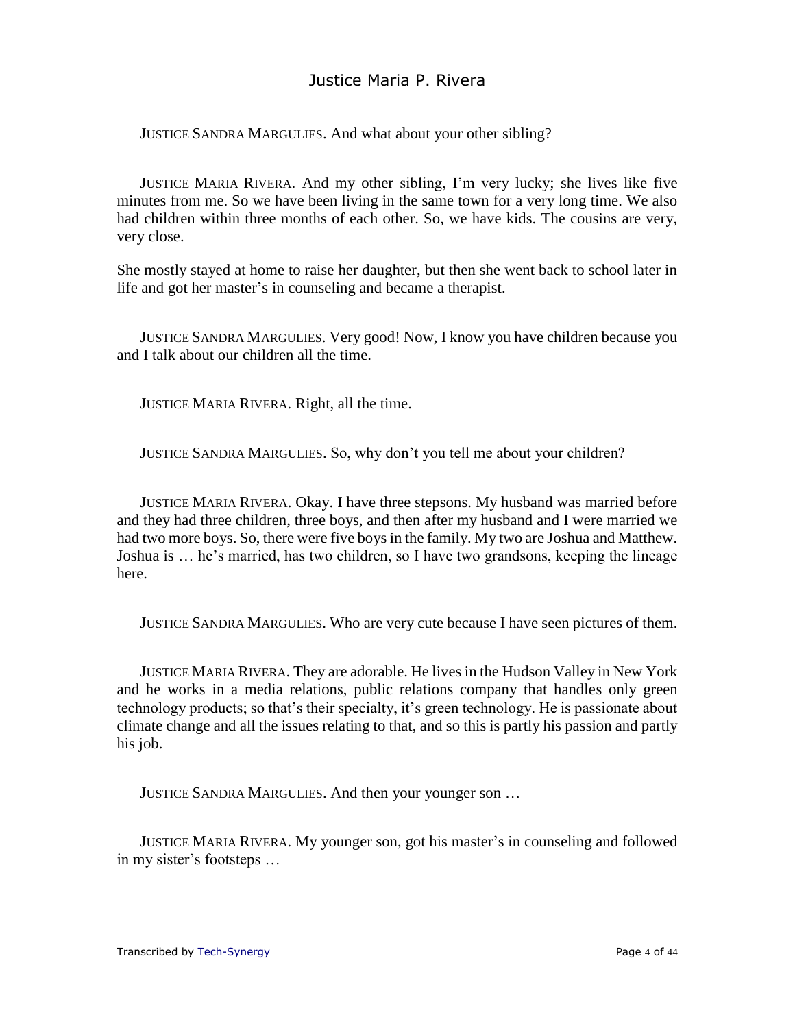JUSTICE SANDRA MARGULIES. And what about your other sibling?

JUSTICE MARIA RIVERA. And my other sibling, I'm very lucky; she lives like five minutes from me. So we have been living in the same town for a very long time. We also had children within three months of each other. So, we have kids. The cousins are very, very close.

She mostly stayed at home to raise her daughter, but then she went back to school later in life and got her master's in counseling and became a therapist.

JUSTICE SANDRA MARGULIES. Very good! Now, I know you have children because you and I talk about our children all the time.

JUSTICE MARIA RIVERA. Right, all the time.

JUSTICE SANDRA MARGULIES. So, why don't you tell me about your children?

JUSTICE MARIA RIVERA. Okay. I have three stepsons. My husband was married before and they had three children, three boys, and then after my husband and I were married we had two more boys. So, there were five boys in the family. My two are Joshua and Matthew. Joshua is … he's married, has two children, so I have two grandsons, keeping the lineage here.

JUSTICE SANDRA MARGULIES. Who are very cute because I have seen pictures of them.

JUSTICE MARIA RIVERA. They are adorable. He lives in the Hudson Valley in New York and he works in a media relations, public relations company that handles only green technology products; so that's their specialty, it's green technology. He is passionate about climate change and all the issues relating to that, and so this is partly his passion and partly his job.

JUSTICE SANDRA MARGULIES. And then your younger son …

JUSTICE MARIA RIVERA. My younger son, got his master's in counseling and followed in my sister's footsteps …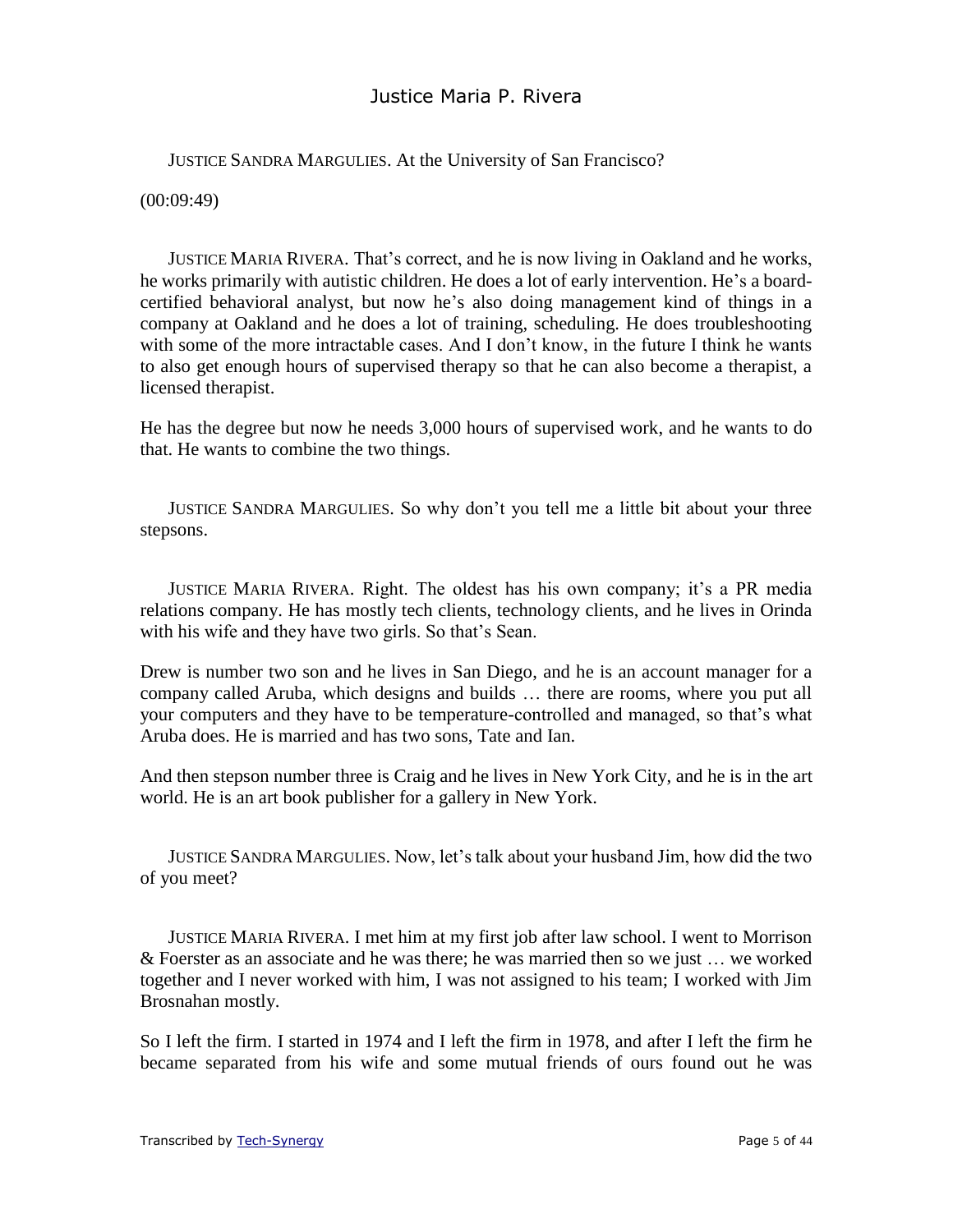JUSTICE SANDRA MARGULIES. At the University of San Francisco?

(00:09:49)

JUSTICE MARIA RIVERA. That's correct, and he is now living in Oakland and he works, he works primarily with autistic children. He does a lot of early intervention. He's a board-certified behavioral analyst, but now he's also doing management kind of things in a company at Oakland and he does a lot of training, scheduling. He does troubleshooting with some of the more intractable cases. And I don't know, in the future I think he wants to also get enough hours of supervised therapy so that he can also become a therapist, a licensed therapist.

He has the degree but now he needs 3,000 hours of supervised work, and he wants to do that. He wants to combine the two things.

JUSTICE SANDRA MARGULIES. So why don't you tell me a little bit about your three stepsons.

JUSTICE MARIA RIVERA. Right. The oldest has his own company; it's a PR media relations company. He has mostly tech clients, technology clients, and he lives in Orinda with his wife and they have two girls. So that's Sean.

Drew is number two son and he lives in San Diego, and he is an account manager for a company called Aruba, which designs and builds … there are rooms, where you put all your computers and they have to be temperature-controlled and managed, so that's what Aruba does. He is married and has two sons, Tate and Ian.

And then stepson number three is Craig and he lives in New York City, and he is in the art world. He is an art book publisher for a gallery in New York.

JUSTICE SANDRA MARGULIES. Now, let's talk about your husband Jim, how did the two of you meet?

JUSTICE MARIA RIVERA. I met him at my first job after law school. I went to Morrison & Foerster as an associate and he was there; he was married then so we just … we worked together and I never worked with him, I was not assigned to his team; I worked with Jim Brosnahan mostly.

So I left the firm. I started in 1974 and I left the firm in 1978, and after I left the firm he became separated from his wife and some mutual friends of ours found out he was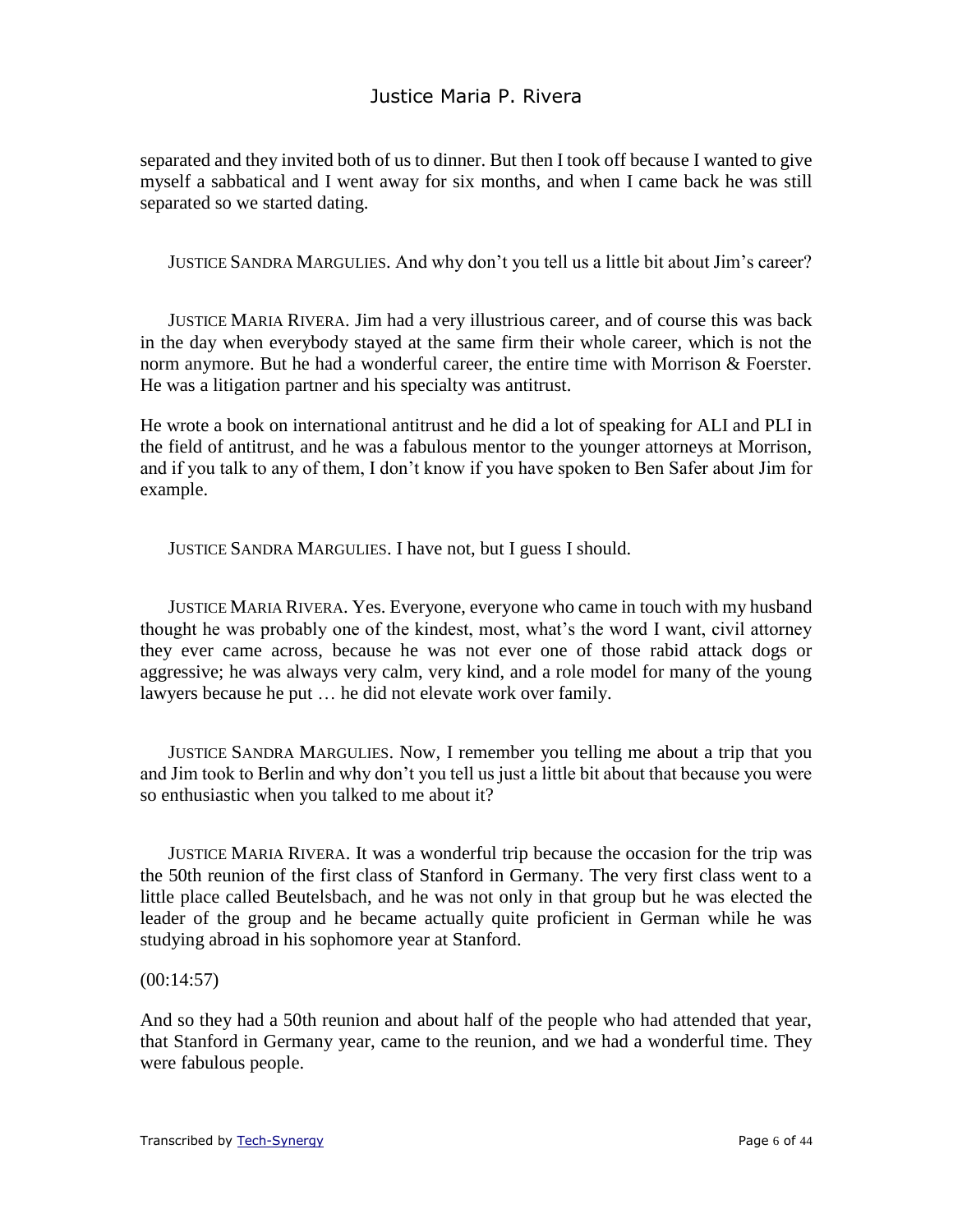separated and they invited both of us to dinner. But then I took off because I wanted to give myself a sabbatical and I went away for six months, and when I came back he was still separated so we started dating.

JUSTICE SANDRA MARGULIES. And why don't you tell us a little bit about Jim's career?

JUSTICE MARIA RIVERA. Jim had a very illustrious career, and of course this was back in the day when everybody stayed at the same firm their whole career, which is not the norm anymore. But he had a wonderful career, the entire time with Morrison & Foerster. He was a litigation partner and his specialty was antitrust.

He wrote a book on international antitrust and he did a lot of speaking for ALI and PLI in the field of antitrust, and he was a fabulous mentor to the younger attorneys at Morrison, and if you talk to any of them, I don't know if you have spoken to Ben Safer about Jim for example.

JUSTICE SANDRA MARGULIES. I have not, but I guess I should.

JUSTICE MARIA RIVERA. Yes. Everyone, everyone who came in touch with my husband thought he was probably one of the kindest, most, what's the word I want, civil attorney they ever came across, because he was not ever one of those rabid attack dogs or aggressive; he was always very calm, very kind, and a role model for many of the young lawyers because he put … he did not elevate work over family.

JUSTICE SANDRA MARGULIES. Now, I remember you telling me about a trip that you and Jim took to Berlin and why don't you tell us just a little bit about that because you were so enthusiastic when you talked to me about it?

JUSTICE MARIA RIVERA. It was a wonderful trip because the occasion for the trip was the 50th reunion of the first class of Stanford in Germany. The very first class went to a little place called Beutelsbach, and he was not only in that group but he was elected the leader of the group and he became actually quite proficient in German while he was studying abroad in his sophomore year at Stanford.

(00:14:57)

And so they had a 50th reunion and about half of the people who had attended that year, that Stanford in Germany year, came to the reunion, and we had a wonderful time. They were fabulous people.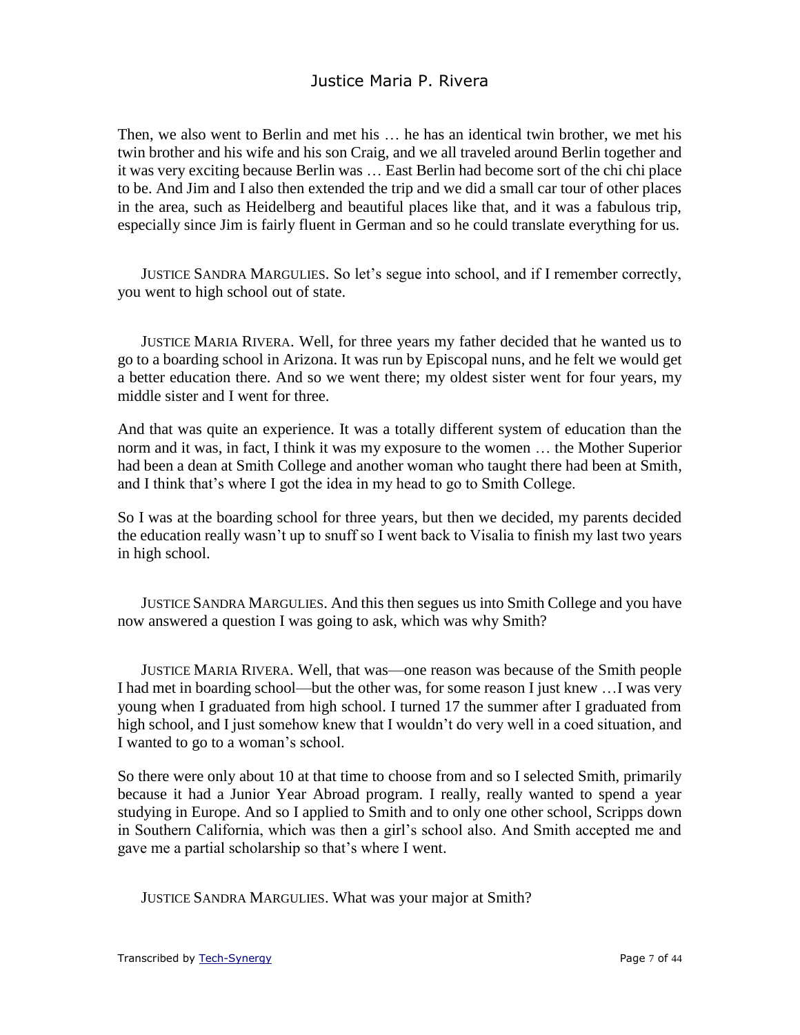Then, we also went to Berlin and met his … he has an identical twin brother, we met his twin brother and his wife and his son Craig, and we all traveled around Berlin together and it was very exciting because Berlin was … East Berlin had become sort of the chi chi place to be. And Jim and I also then extended the trip and we did a small car tour of other places in the area, such as Heidelberg and beautiful places like that, and it was a fabulous trip, especially since Jim is fairly fluent in German and so he could translate everything for us.

JUSTICE SANDRA MARGULIES. So let's segue into school, and if I remember correctly, you went to high school out of state.

JUSTICE MARIA RIVERA. Well, for three years my father decided that he wanted us to go to a boarding school in Arizona. It was run by Episcopal nuns, and he felt we would get a better education there. And so we went there; my oldest sister went for four years, my middle sister and I went for three.

And that was quite an experience. It was a totally different system of education than the norm and it was, in fact, I think it was my exposure to the women … the Mother Superior had been a dean at Smith College and another woman who taught there had been at Smith, and I think that's where I got the idea in my head to go to Smith College.

So I was at the boarding school for three years, but then we decided, my parents decided the education really wasn't up to snuff so I went back to Visalia to finish my last two years in high school.

JUSTICE SANDRA MARGULIES. And this then segues us into Smith College and you have now answered a question I was going to ask, which was why Smith?

JUSTICE MARIA RIVERA. Well, that was—one reason was because of the Smith people I had met in boarding school—but the other was, for some reason I just knew …I was very young when I graduated from high school. I turned 17 the summer after I graduated from high school, and I just somehow knew that I wouldn't do very well in a coed situation, and I wanted to go to a woman's school.

So there were only about 10 at that time to choose from and so I selected Smith, primarily because it had a Junior Year Abroad program. I really, really wanted to spend a year studying in Europe. And so I applied to Smith and to only one other school, Scripps down in Southern California, which was then a girl's school also. And Smith accepted me and gave me a partial scholarship so that's where I went.

JUSTICE SANDRA MARGULIES. What was your major at Smith?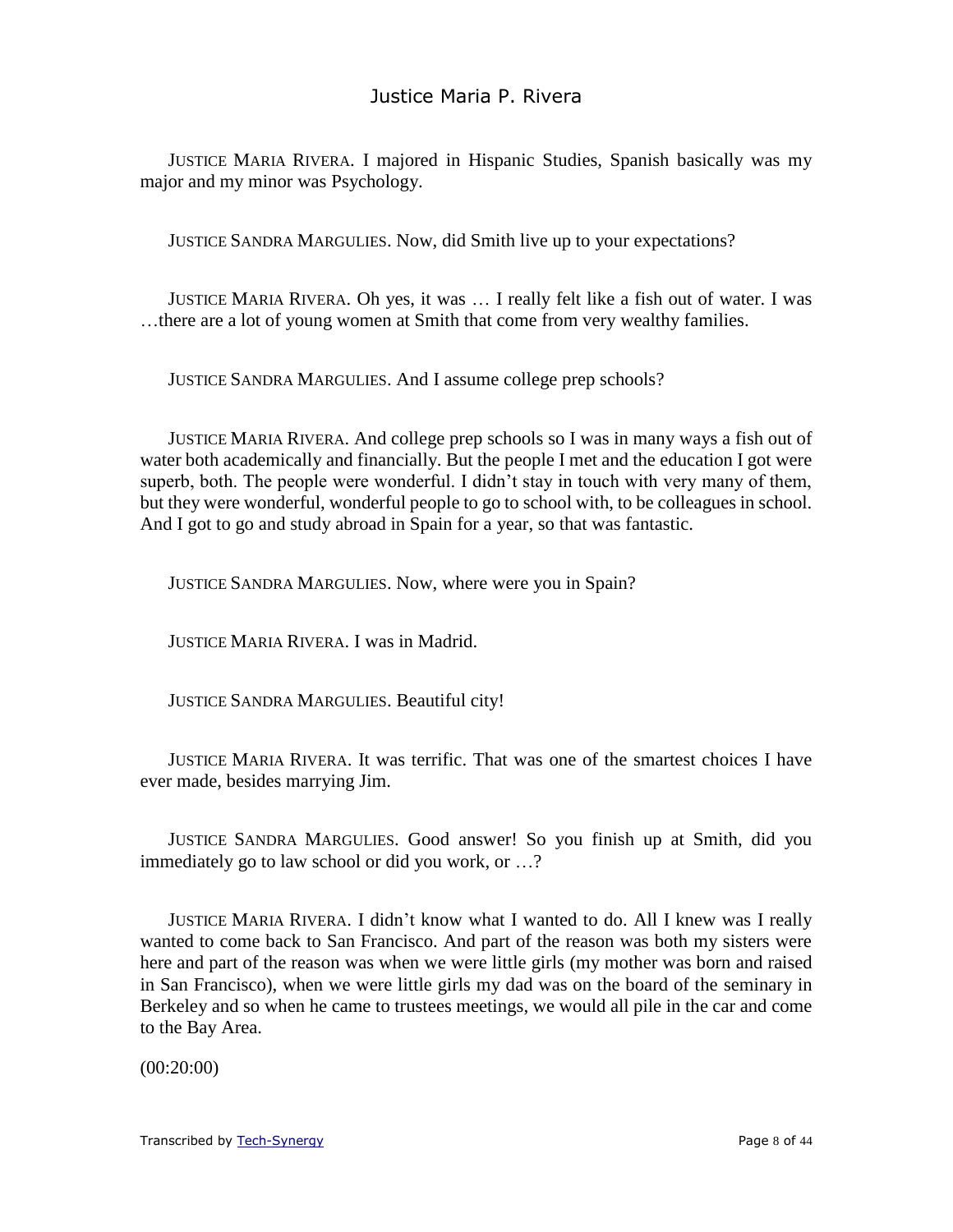JUSTICE MARIA RIVERA. I majored in Hispanic Studies, Spanish basically was my major and my minor was Psychology.

JUSTICE SANDRA MARGULIES. Now, did Smith live up to your expectations?

JUSTICE MARIA RIVERA. Oh yes, it was … I really felt like a fish out of water. I was …there are a lot of young women at Smith that come from very wealthy families.

JUSTICE SANDRA MARGULIES. And I assume college prep schools?

JUSTICE MARIA RIVERA. And college prep schools so I was in many ways a fish out of water both academically and financially. But the people I met and the education I got were superb, both. The people were wonderful. I didn't stay in touch with very many of them, but they were wonderful, wonderful people to go to school with, to be colleagues in school. And I got to go and study abroad in Spain for a year, so that was fantastic.

JUSTICE SANDRA MARGULIES. Now, where were you in Spain?

JUSTICE MARIA RIVERA. I was in Madrid.

JUSTICE SANDRA MARGULIES. Beautiful city!

JUSTICE MARIA RIVERA. It was terrific. That was one of the smartest choices I have ever made, besides marrying Jim.

JUSTICE SANDRA MARGULIES. Good answer! So you finish up at Smith, did you immediately go to law school or did you work, or …?

JUSTICE MARIA RIVERA. I didn't know what I wanted to do. All I knew was I really wanted to come back to San Francisco. And part of the reason was both my sisters were here and part of the reason was when we were little girls (my mother was born and raised in San Francisco), when we were little girls my dad was on the board of the seminary in Berkeley and so when he came to trustees meetings, we would all pile in the car and come to the Bay Area.

(00:20:00)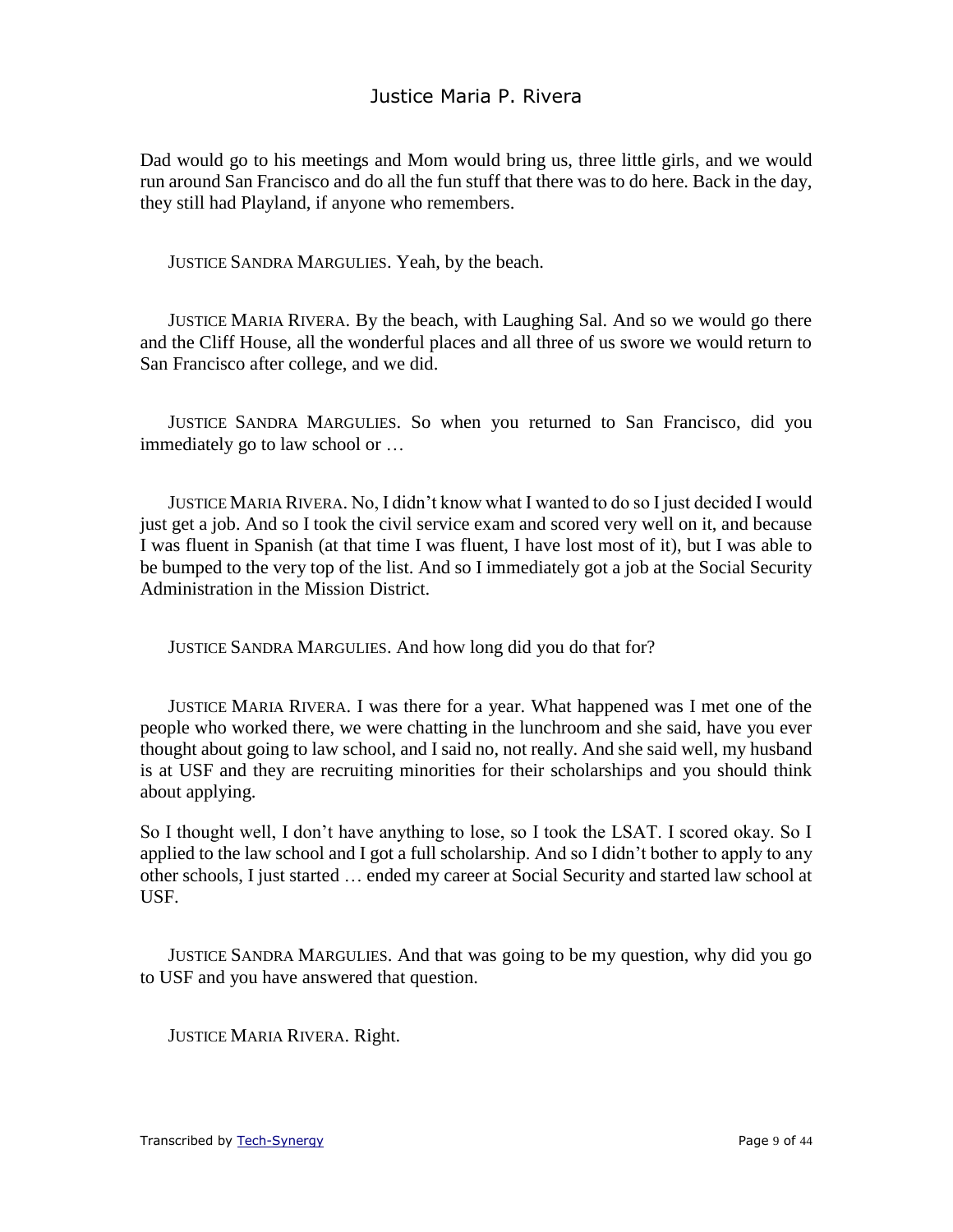Dad would go to his meetings and Mom would bring us, three little girls, and we would run around San Francisco and do all the fun stuff that there was to do here. Back in the day, they still had Playland, if anyone who remembers.

JUSTICE SANDRA MARGULIES. Yeah, by the beach.

JUSTICE MARIA RIVERA. By the beach, with Laughing Sal. And so we would go there and the Cliff House, all the wonderful places and all three of us swore we would return to San Francisco after college, and we did.

JUSTICE SANDRA MARGULIES. So when you returned to San Francisco, did you immediately go to law school or …

JUSTICE MARIA RIVERA. No, I didn't know what I wanted to do so I just decided I would just get a job. And so I took the civil service exam and scored very well on it, and because I was fluent in Spanish (at that time I was fluent, I have lost most of it), but I was able to be bumped to the very top of the list. And so I immediately got a job at the Social Security Administration in the Mission District.

JUSTICE SANDRA MARGULIES. And how long did you do that for?

JUSTICE MARIA RIVERA. I was there for a year. What happened was I met one of the people who worked there, we were chatting in the lunchroom and she said, have you ever thought about going to law school, and I said no, not really. And she said well, my husband is at USF and they are recruiting minorities for their scholarships and you should think about applying.

So I thought well, I don't have anything to lose, so I took the LSAT. I scored okay. So I applied to the law school and I got a full scholarship. And so I didn't bother to apply to any other schools, I just started … ended my career at Social Security and started law school at USF.

JUSTICE SANDRA MARGULIES. And that was going to be my question, why did you go to USF and you have answered that question.

JUSTICE MARIA RIVERA. Right.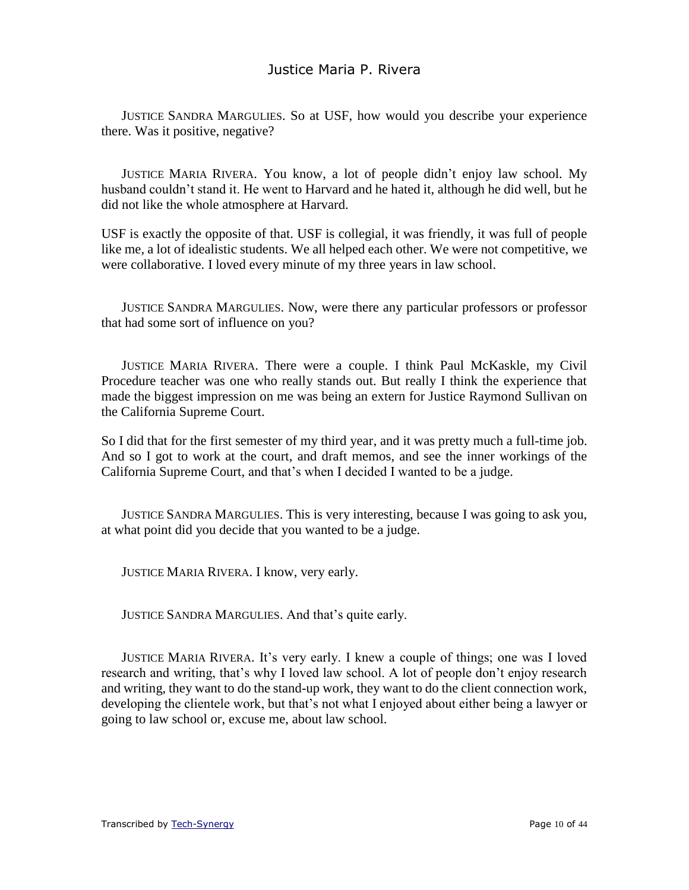JUSTICE SANDRA MARGULIES. So at USF, how would you describe your experience there. Was it positive, negative?

JUSTICE MARIA RIVERA. You know, a lot of people didn't enjoy law school. My husband couldn't stand it. He went to Harvard and he hated it, although he did well, but he did not like the whole atmosphere at Harvard.

USF is exactly the opposite of that. USF is collegial, it was friendly, it was full of people like me, a lot of idealistic students. We all helped each other. We were not competitive, we were collaborative. I loved every minute of my three years in law school.

JUSTICE SANDRA MARGULIES. Now, were there any particular professors or professor that had some sort of influence on you?

JUSTICE MARIA RIVERA. There were a couple. I think Paul McKaskle, my Civil Procedure teacher was one who really stands out. But really I think the experience that made the biggest impression on me was being an extern for Justice Raymond Sullivan on the California Supreme Court.

So I did that for the first semester of my third year, and it was pretty much a full-time job. And so I got to work at the court, and draft memos, and see the inner workings of the California Supreme Court, and that's when I decided I wanted to be a judge.

JUSTICE SANDRA MARGULIES. This is very interesting, because I was going to ask you, at what point did you decide that you wanted to be a judge.

JUSTICE MARIA RIVERA. I know, very early.

JUSTICE SANDRA MARGULIES. And that's quite early.

JUSTICE MARIA RIVERA. It's very early. I knew a couple of things; one was I loved research and writing, that's why I loved law school. A lot of people don't enjoy research and writing, they want to do the stand-up work, they want to do the client connection work, developing the clientele work, but that's not what I enjoyed about either being a lawyer or going to law school or, excuse me, about law school.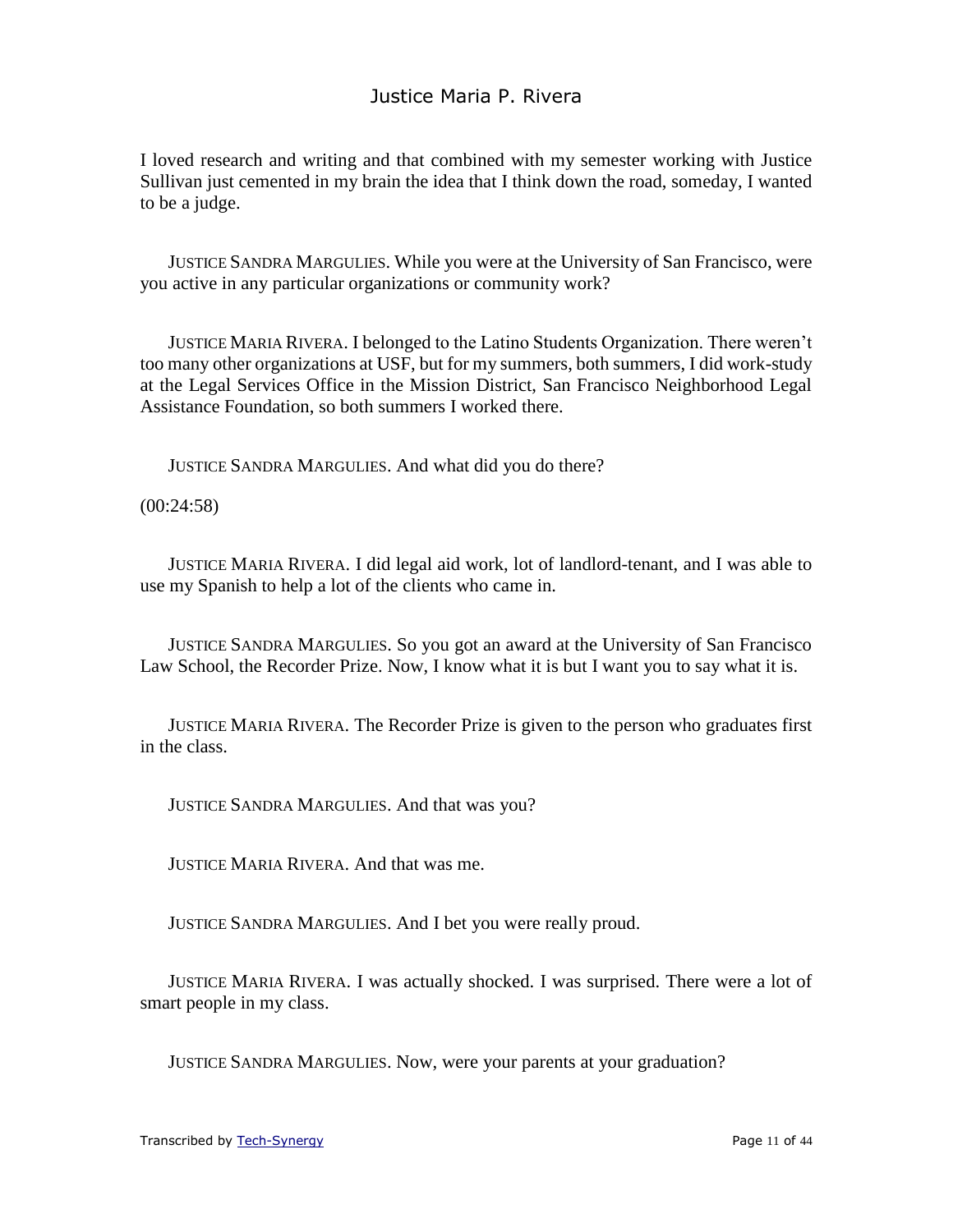I loved research and writing and that combined with my semester working with Justice Sullivan just cemented in my brain the idea that I think down the road, someday, I wanted to be a judge.

JUSTICE SANDRA MARGULIES. While you were at the University of San Francisco, were you active in any particular organizations or community work?

JUSTICE MARIA RIVERA. I belonged to the Latino Students Organization. There weren't too many other organizations at USF, but for my summers, both summers, I did work-study at the Legal Services Office in the Mission District, San Francisco Neighborhood Legal Assistance Foundation, so both summers I worked there.

JUSTICE SANDRA MARGULIES. And what did you do there?

(00:24:58)

JUSTICE MARIA RIVERA. I did legal aid work, lot of landlord-tenant, and I was able to use my Spanish to help a lot of the clients who came in.

JUSTICE SANDRA MARGULIES. So you got an award at the University of San Francisco Law School, the Recorder Prize. Now, I know what it is but I want you to say what it is.

JUSTICE MARIA RIVERA. The Recorder Prize is given to the person who graduates first in the class.

JUSTICE SANDRA MARGULIES. And that was you?

JUSTICE MARIA RIVERA. And that was me.

JUSTICE SANDRA MARGULIES. And I bet you were really proud.

JUSTICE MARIA RIVERA. I was actually shocked. I was surprised. There were a lot of smart people in my class.

JUSTICE SANDRA MARGULIES. Now, were your parents at your graduation?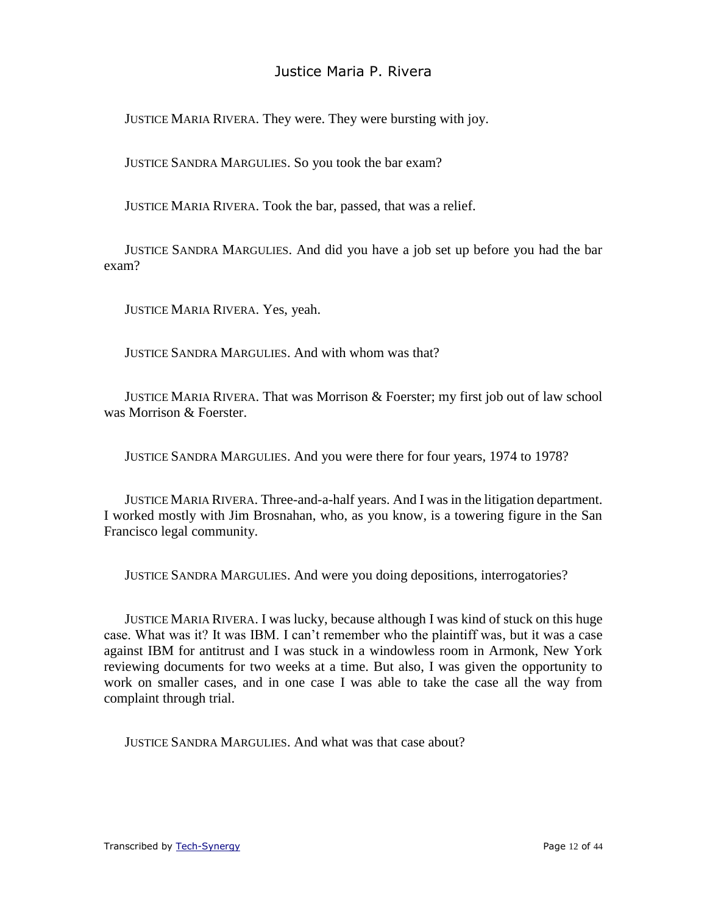JUSTICE MARIA RIVERA. They were. They were bursting with joy.

JUSTICE SANDRA MARGULIES. So you took the bar exam?

JUSTICE MARIA RIVERA. Took the bar, passed, that was a relief.

JUSTICE SANDRA MARGULIES. And did you have a job set up before you had the bar exam?

JUSTICE MARIA RIVERA. Yes, yeah.

JUSTICE SANDRA MARGULIES. And with whom was that?

JUSTICE MARIA RIVERA. That was Morrison & Foerster; my first job out of law school was Morrison & Foerster.

JUSTICE SANDRA MARGULIES. And you were there for four years, 1974 to 1978?

JUSTICE MARIA RIVERA. Three-and-a-half years. And I was in the litigation department. I worked mostly with Jim Brosnahan, who, as you know, is a towering figure in the San Francisco legal community.

JUSTICE SANDRA MARGULIES. And were you doing depositions, interrogatories?

JUSTICE MARIA RIVERA. I was lucky, because although I was kind of stuck on this huge case. What was it? It was IBM. I can't remember who the plaintiff was, but it was a case against IBM for antitrust and I was stuck in a windowless room in Armonk, New York reviewing documents for two weeks at a time. But also, I was given the opportunity to work on smaller cases, and in one case I was able to take the case all the way from complaint through trial.

JUSTICE SANDRA MARGULIES. And what was that case about?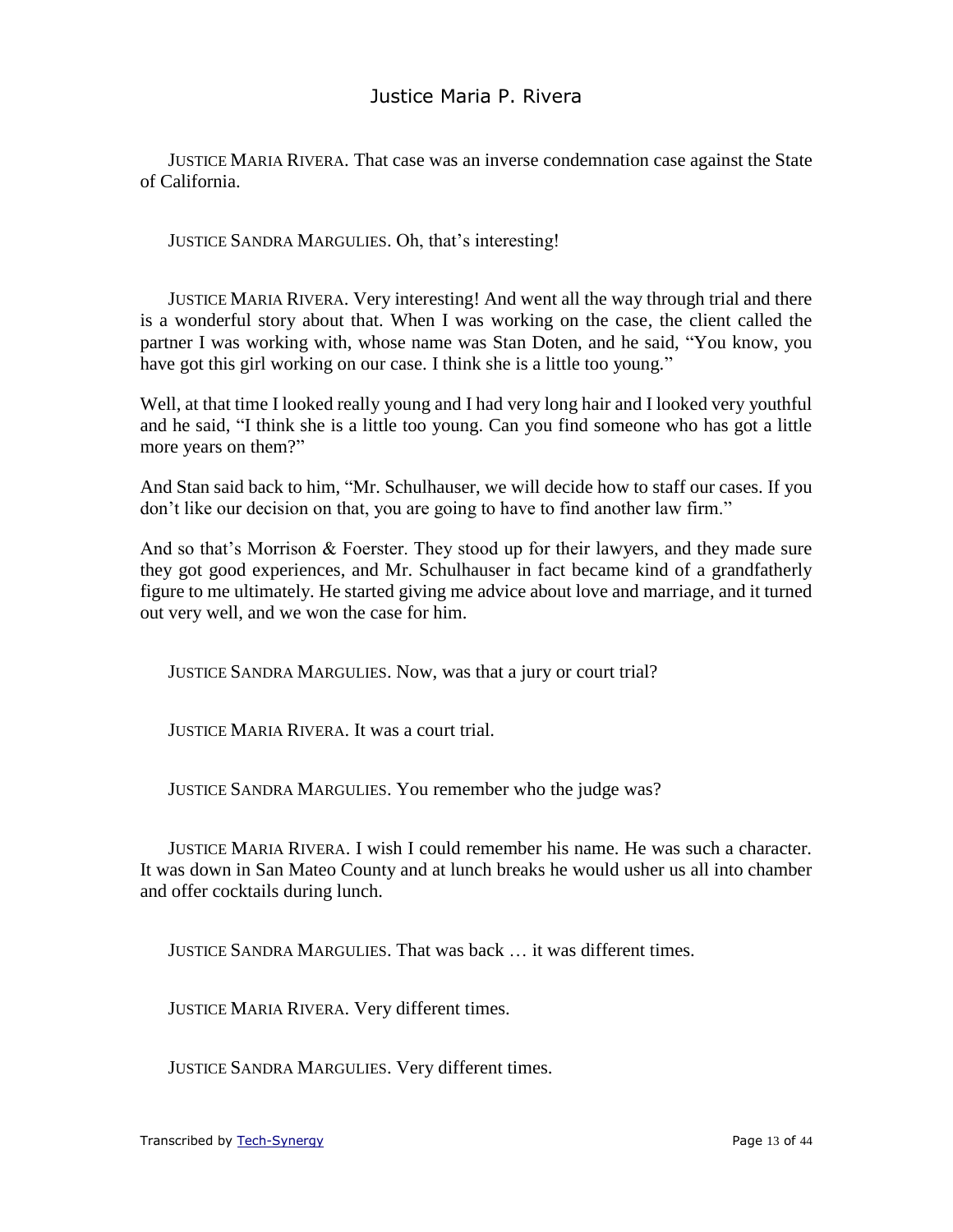JUSTICE MARIA RIVERA. That case was an inverse condemnation case against the State of California.

JUSTICE SANDRA MARGULIES. Oh, that's interesting!

JUSTICE MARIA RIVERA. Very interesting! And went all the way through trial and there is a wonderful story about that. When I was working on the case, the client called the partner I was working with, whose name was Stan Doten, and he said, "You know, you have got this girl working on our case. I think she is a little too young."

Well, at that time I looked really young and I had very long hair and I looked very youthful and he said, "I think she is a little too young. Can you find someone who has got a little more years on them?"

And Stan said back to him, "Mr. Schulhauser, we will decide how to staff our cases. If you don't like our decision on that, you are going to have to find another law firm."

And so that's Morrison & Foerster. They stood up for their lawyers, and they made sure they got good experiences, and Mr. Schulhauser in fact became kind of a grandfatherly figure to me ultimately. He started giving me advice about love and marriage, and it turned out very well, and we won the case for him.

JUSTICE SANDRA MARGULIES. Now, was that a jury or court trial?

JUSTICE MARIA RIVERA. It was a court trial.

JUSTICE SANDRA MARGULIES. You remember who the judge was?

JUSTICE MARIA RIVERA. I wish I could remember his name. He was such a character. It was down in San Mateo County and at lunch breaks he would usher us all into chamber and offer cocktails during lunch.

JUSTICE SANDRA MARGULIES. That was back … it was different times.

JUSTICE MARIA RIVERA. Very different times.

JUSTICE SANDRA MARGULIES. Very different times.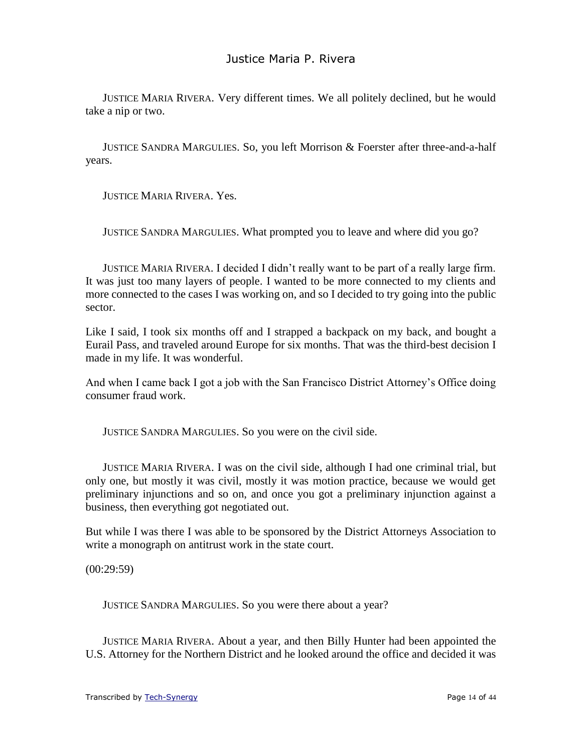JUSTICE MARIA RIVERA. Very different times. We all politely declined, but he would take a nip or two.

JUSTICE SANDRA MARGULIES. So, you left Morrison & Foerster after three-and-a-half years.

JUSTICE MARIA RIVERA. Yes.

JUSTICE SANDRA MARGULIES. What prompted you to leave and where did you go?

JUSTICE MARIA RIVERA. I decided I didn't really want to be part of a really large firm. It was just too many layers of people. I wanted to be more connected to my clients and more connected to the cases I was working on, and so I decided to try going into the public sector.

Like I said, I took six months off and I strapped a backpack on my back, and bought a Eurail Pass, and traveled around Europe for six months. That was the third-best decision I made in my life. It was wonderful.

And when I came back I got a job with the San Francisco District Attorney's Office doing consumer fraud work.

JUSTICE SANDRA MARGULIES. So you were on the civil side.

JUSTICE MARIA RIVERA. I was on the civil side, although I had one criminal trial, but only one, but mostly it was civil, mostly it was motion practice, because we would get preliminary injunctions and so on, and once you got a preliminary injunction against a business, then everything got negotiated out.

But while I was there I was able to be sponsored by the District Attorneys Association to write a monograph on antitrust work in the state court.

(00:29:59)

JUSTICE SANDRA MARGULIES. So you were there about a year?

JUSTICE MARIA RIVERA. About a year, and then Billy Hunter had been appointed the U.S. Attorney for the Northern District and he looked around the office and decided it was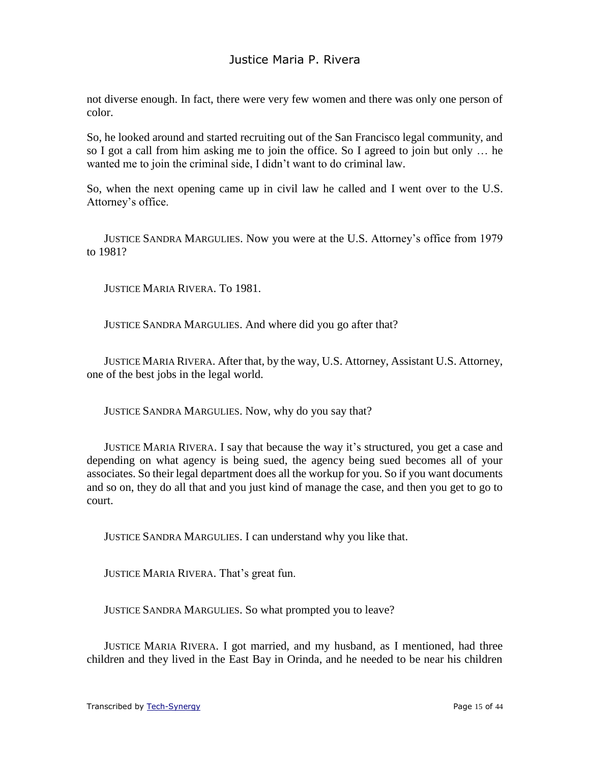not diverse enough. In fact, there were very few women and there was only one person of color.

So, he looked around and started recruiting out of the San Francisco legal community, and so I got a call from him asking me to join the office. So I agreed to join but only … he wanted me to join the criminal side, I didn't want to do criminal law.

So, when the next opening came up in civil law he called and I went over to the U.S. Attorney's office.

JUSTICE SANDRA MARGULIES. Now you were at the U.S. Attorney's office from 1979 to 1981?

JUSTICE MARIA RIVERA. To 1981.

JUSTICE SANDRA MARGULIES. And where did you go after that?

JUSTICE MARIA RIVERA. After that, by the way, U.S. Attorney, Assistant U.S. Attorney, one of the best jobs in the legal world.

JUSTICE SANDRA MARGULIES. Now, why do you say that?

JUSTICE MARIA RIVERA. I say that because the way it's structured, you get a case and depending on what agency is being sued, the agency being sued becomes all of your associates. So their legal department does all the workup for you. So if you want documents and so on, they do all that and you just kind of manage the case, and then you get to go to court.

JUSTICE SANDRA MARGULIES. I can understand why you like that.

JUSTICE MARIA RIVERA. That's great fun.

JUSTICE SANDRA MARGULIES. So what prompted you to leave?

JUSTICE MARIA RIVERA. I got married, and my husband, as I mentioned, had three children and they lived in the East Bay in Orinda, and he needed to be near his children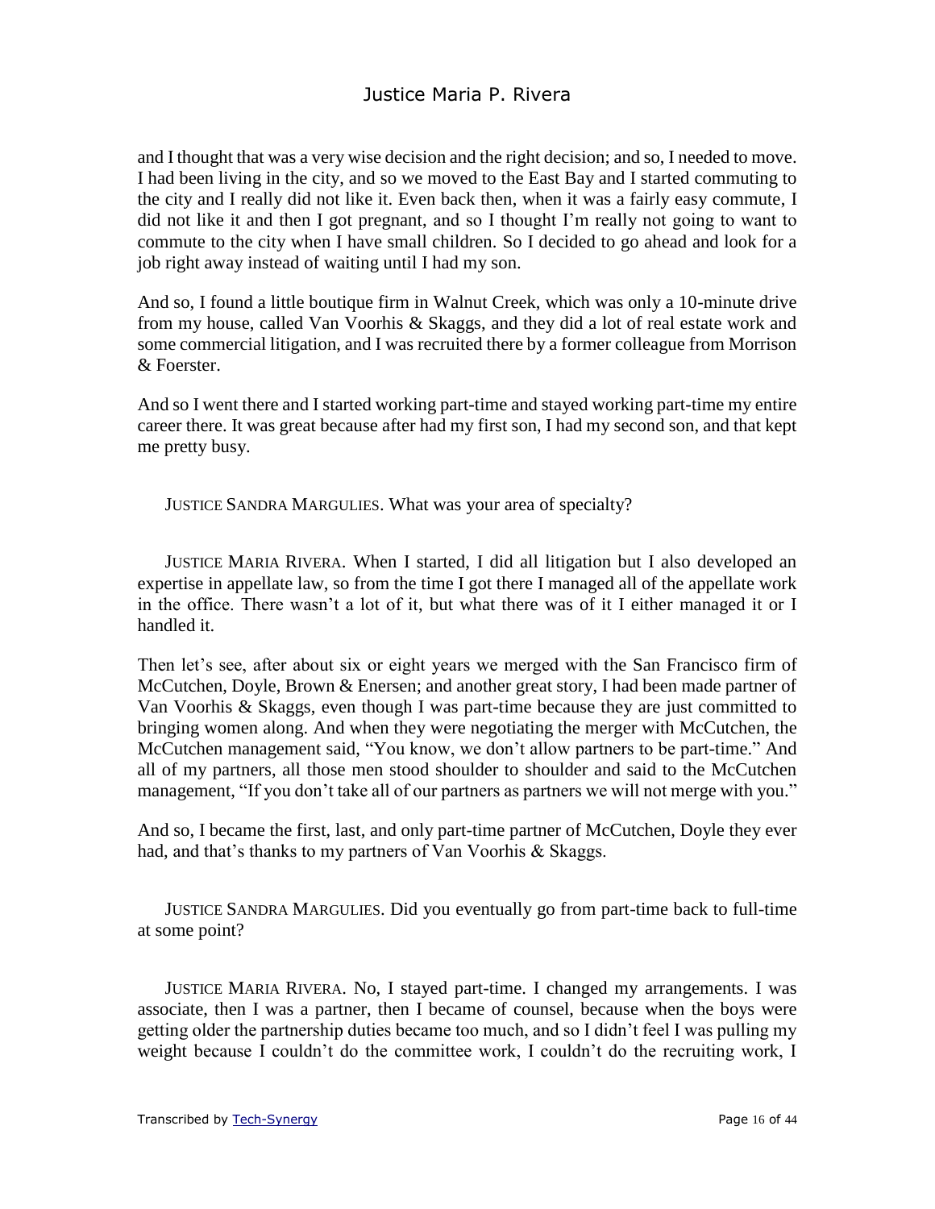and I thought that was a very wise decision and the right decision; and so, I needed to move. I had been living in the city, and so we moved to the East Bay and I started commuting to the city and I really did not like it. Even back then, when it was a fairly easy commute, I did not like it and then I got pregnant, and so I thought I'm really not going to want to commute to the city when I have small children. So I decided to go ahead and look for a job right away instead of waiting until I had my son.

And so, I found a little boutique firm in Walnut Creek, which was only a 10-minute drive from my house, called Van Voorhis & Skaggs, and they did a lot of real estate work and some commercial litigation, and I was recruited there by a former colleague from Morrison & Foerster.

And so I went there and I started working part-time and stayed working part-time my entire career there. It was great because after had my first son, I had my second son, and that kept me pretty busy.

JUSTICE SANDRA MARGULIES. What was your area of specialty?

JUSTICE MARIA RIVERA. When I started, I did all litigation but I also developed an expertise in appellate law, so from the time I got there I managed all of the appellate work in the office. There wasn't a lot of it, but what there was of it I either managed it or I handled it.

Then let's see, after about six or eight years we merged with the San Francisco firm of McCutchen, Doyle, Brown & Enersen; and another great story, I had been made partner of Van Voorhis & Skaggs, even though I was part-time because they are just committed to bringing women along. And when they were negotiating the merger with McCutchen, the McCutchen management said, "You know, we don't allow partners to be part-time." And all of my partners, all those men stood shoulder to shoulder and said to the McCutchen management, "If you don't take all of our partners as partners we will not merge with you."

And so, I became the first, last, and only part-time partner of McCutchen, Doyle they ever had, and that's thanks to my partners of Van Voorhis & Skaggs.

JUSTICE SANDRA MARGULIES. Did you eventually go from part-time back to full-time at some point?

JUSTICE MARIA RIVERA. No, I stayed part-time. I changed my arrangements. I was associate, then I was a partner, then I became of counsel, because when the boys were getting older the partnership duties became too much, and so I didn't feel I was pulling my weight because I couldn't do the committee work, I couldn't do the recruiting work, I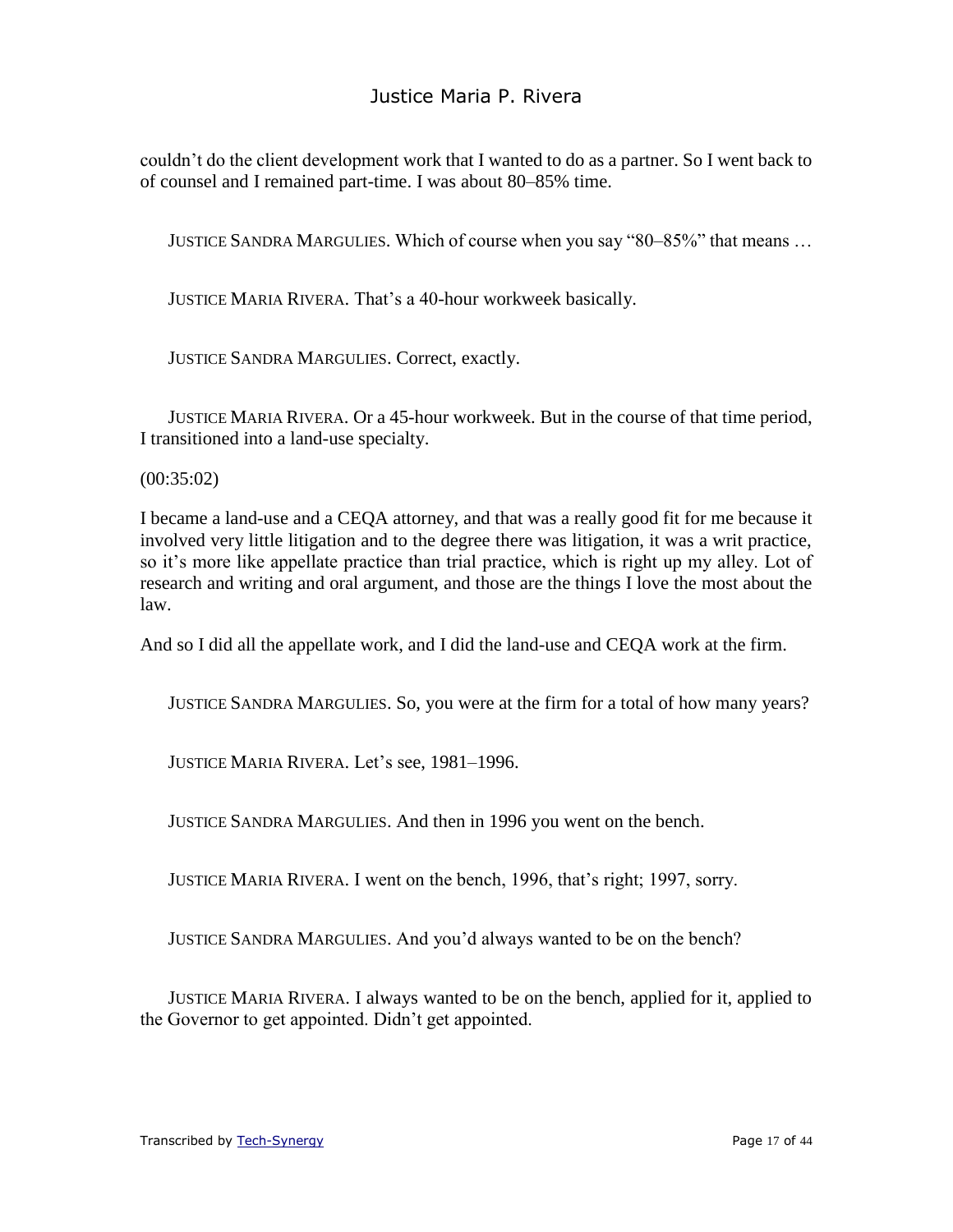couldn't do the client development work that I wanted to do as a partner. So I went back to of counsel and I remained part-time. I was about 80–85% time.

JUSTICE SANDRA MARGULIES. Which of course when you say "80–85%" that means …

JUSTICE MARIA RIVERA. That's a 40-hour workweek basically.

JUSTICE SANDRA MARGULIES. Correct, exactly.

JUSTICE MARIA RIVERA. Or a 45-hour workweek. But in the course of that time period, I transitioned into a land-use specialty.

(00:35:02)

I became a land-use and a CEQA attorney, and that was a really good fit for me because it involved very little litigation and to the degree there was litigation, it was a writ practice, so it's more like appellate practice than trial practice, which is right up my alley. Lot of research and writing and oral argument, and those are the things I love the most about the law.

And so I did all the appellate work, and I did the land-use and CEQA work at the firm.

JUSTICE SANDRA MARGULIES. So, you were at the firm for a total of how many years?

JUSTICE MARIA RIVERA. Let's see, 1981–1996.

JUSTICE SANDRA MARGULIES. And then in 1996 you went on the bench.

JUSTICE MARIA RIVERA. I went on the bench, 1996, that's right; 1997, sorry.

JUSTICE SANDRA MARGULIES. And you'd always wanted to be on the bench?

JUSTICE MARIA RIVERA. I always wanted to be on the bench, applied for it, applied to the Governor to get appointed. Didn't get appointed.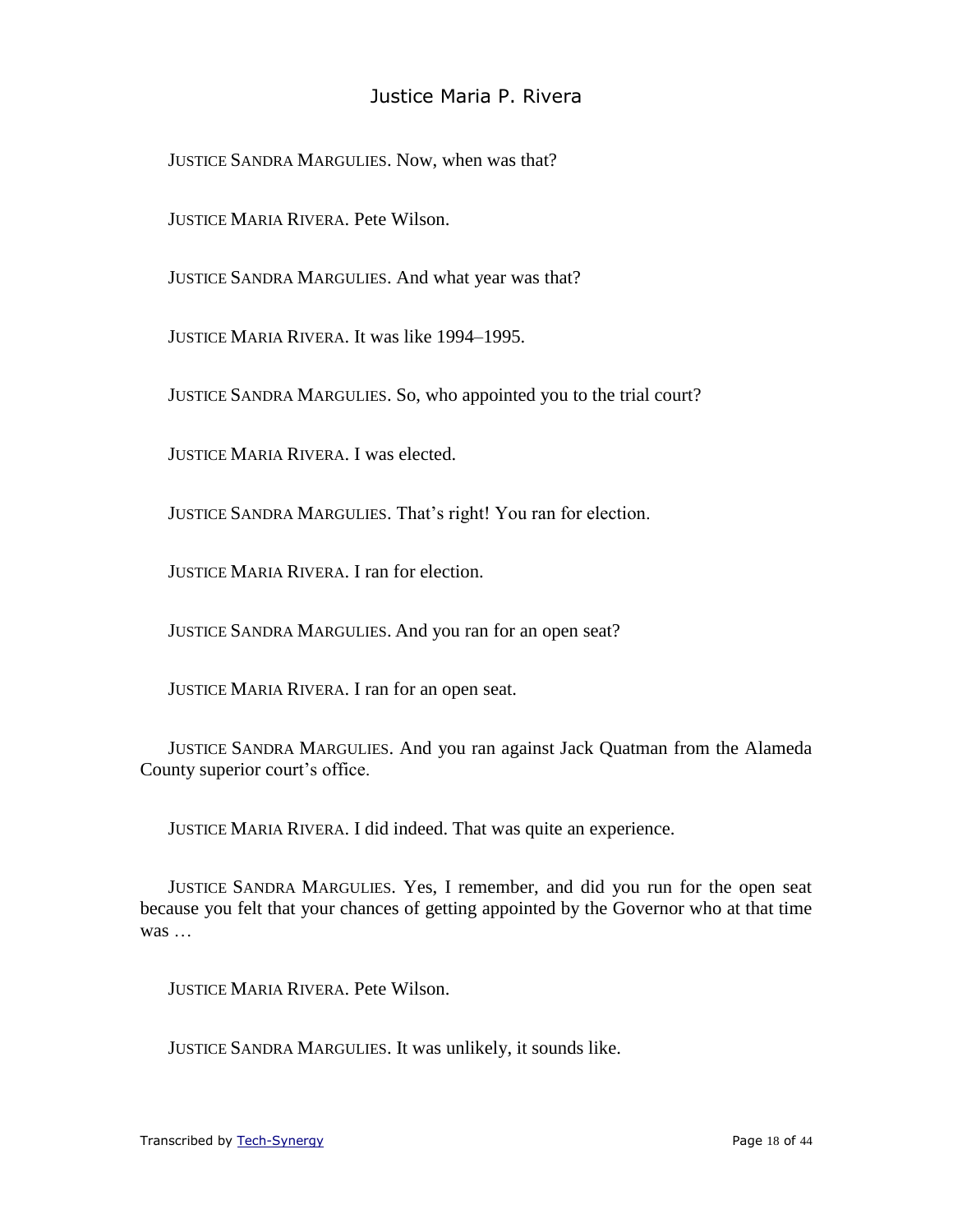JUSTICE SANDRA MARGULIES. Now, when was that?

JUSTICE MARIA RIVERA. Pete Wilson.

JUSTICE SANDRA MARGULIES. And what year was that?

JUSTICE MARIA RIVERA. It was like 1994–1995.

JUSTICE SANDRA MARGULIES. So, who appointed you to the trial court?

JUSTICE MARIA RIVERA. I was elected.

JUSTICE SANDRA MARGULIES. That's right! You ran for election.

JUSTICE MARIA RIVERA. I ran for election.

JUSTICE SANDRA MARGULIES. And you ran for an open seat?

JUSTICE MARIA RIVERA. I ran for an open seat.

JUSTICE SANDRA MARGULIES. And you ran against Jack Quatman from the Alameda County superior court's office.

JUSTICE MARIA RIVERA. I did indeed. That was quite an experience.

JUSTICE SANDRA MARGULIES. Yes, I remember, and did you run for the open seat because you felt that your chances of getting appointed by the Governor who at that time was …

JUSTICE MARIA RIVERA. Pete Wilson.

JUSTICE SANDRA MARGULIES. It was unlikely, it sounds like.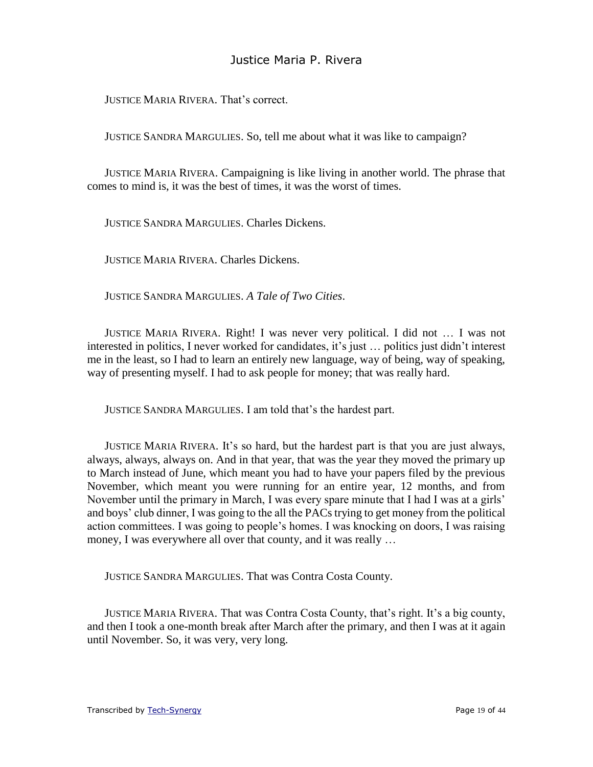JUSTICE MARIA RIVERA. That's correct.

JUSTICE SANDRA MARGULIES. So, tell me about what it was like to campaign?

JUSTICE MARIA RIVERA. Campaigning is like living in another world. The phrase that comes to mind is, it was the best of times, it was the worst of times.

JUSTICE SANDRA MARGULIES. Charles Dickens.

JUSTICE MARIA RIVERA. Charles Dickens.

JUSTICE SANDRA MARGULIES. *A Tale of Two Cities*.

JUSTICE MARIA RIVERA. Right! I was never very political. I did not … I was not interested in politics, I never worked for candidates, it's just … politics just didn't interest me in the least, so I had to learn an entirely new language, way of being, way of speaking, way of presenting myself. I had to ask people for money; that was really hard.

JUSTICE SANDRA MARGULIES. I am told that's the hardest part.

JUSTICE MARIA RIVERA. It's so hard, but the hardest part is that you are just always, always, always, always on. And in that year, that was the year they moved the primary up to March instead of June, which meant you had to have your papers filed by the previous November, which meant you were running for an entire year, 12 months, and from November until the primary in March, I was every spare minute that I had I was at a girls' and boys' club dinner, I was going to the all the PACs trying to get money from the political action committees. I was going to people's homes. I was knocking on doors, I was raising money, I was everywhere all over that county, and it was really …

JUSTICE SANDRA MARGULIES. That was Contra Costa County.

JUSTICE MARIA RIVERA. That was Contra Costa County, that's right. It's a big county, and then I took a one-month break after March after the primary, and then I was at it again until November. So, it was very, very long.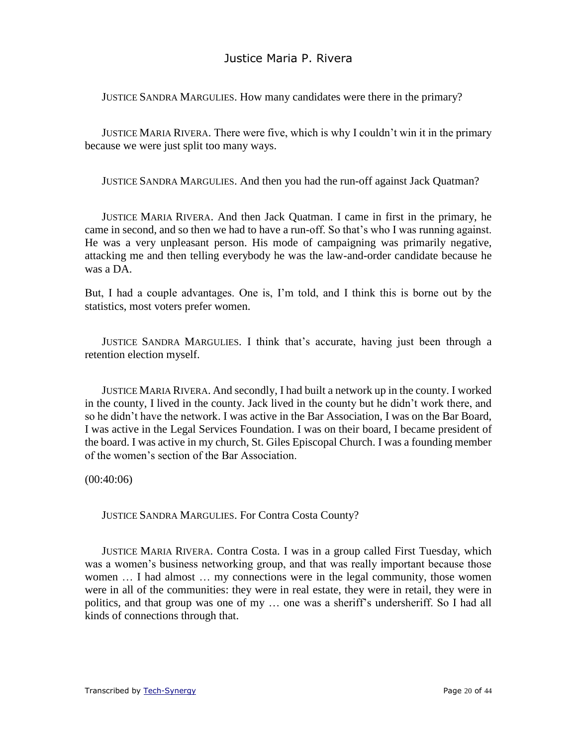JUSTICE SANDRA MARGULIES. How many candidates were there in the primary?

JUSTICE MARIA RIVERA. There were five, which is why I couldn't win it in the primary because we were just split too many ways.

JUSTICE SANDRA MARGULIES. And then you had the run-off against Jack Quatman?

JUSTICE MARIA RIVERA. And then Jack Quatman. I came in first in the primary, he came in second, and so then we had to have a run-off. So that's who I was running against. He was a very unpleasant person. His mode of campaigning was primarily negative, attacking me and then telling everybody he was the law-and-order candidate because he was a DA.

But, I had a couple advantages. One is, I'm told, and I think this is borne out by the statistics, most voters prefer women.

JUSTICE SANDRA MARGULIES. I think that's accurate, having just been through a retention election myself.

JUSTICE MARIA RIVERA. And secondly, I had built a network up in the county. I worked in the county, I lived in the county. Jack lived in the county but he didn't work there, and so he didn't have the network. I was active in the Bar Association, I was on the Bar Board, I was active in the Legal Services Foundation. I was on their board, I became president of the board. I was active in my church, St. Giles Episcopal Church. I was a founding member of the women's section of the Bar Association.

(00:40:06)

JUSTICE SANDRA MARGULIES. For Contra Costa County?

JUSTICE MARIA RIVERA. Contra Costa. I was in a group called First Tuesday, which was a women's business networking group, and that was really important because those women … I had almost … my connections were in the legal community, those women were in all of the communities: they were in real estate, they were in retail, they were in politics, and that group was one of my … one was a sheriff's undersheriff. So I had all kinds of connections through that.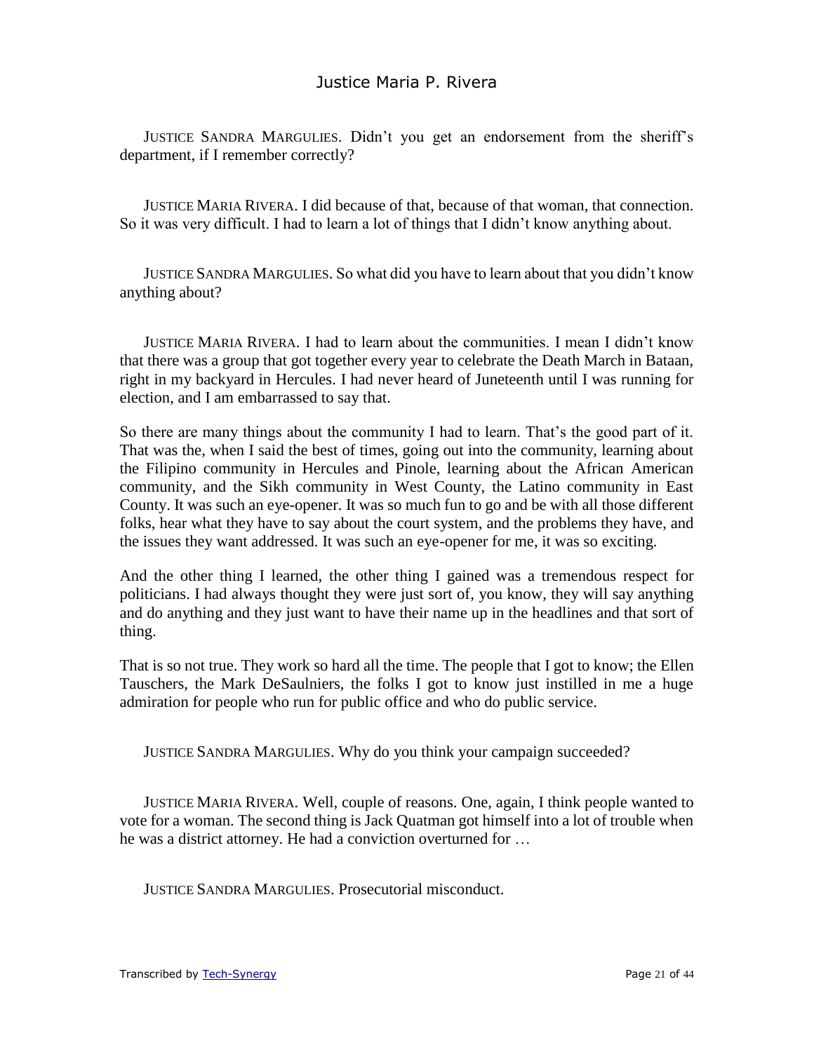JUSTICE SANDRA MARGULIES. Didn't you get an endorsement from the sheriff's department, if I remember correctly?

JUSTICE MARIA RIVERA. I did because of that, because of that woman, that connection. So it was very difficult. I had to learn a lot of things that I didn't know anything about.

JUSTICE SANDRA MARGULIES. So what did you have to learn about that you didn't know anything about?

JUSTICE MARIA RIVERA. I had to learn about the communities. I mean I didn't know that there was a group that got together every year to celebrate the Death March in Bataan, right in my backyard in Hercules. I had never heard of Juneteenth until I was running for election, and I am embarrassed to say that.

So there are many things about the community I had to learn. That's the good part of it. That was the, when I said the best of times, going out into the community, learning about the Filipino community in Hercules and Pinole, learning about the African American community, and the Sikh community in West County, the Latino community in East County. It was such an eye-opener. It was so much fun to go and be with all those different folks, hear what they have to say about the court system, and the problems they have, and the issues they want addressed. It was such an eye-opener for me, it was so exciting.

And the other thing I learned, the other thing I gained was a tremendous respect for politicians. I had always thought they were just sort of, you know, they will say anything and do anything and they just want to have their name up in the headlines and that sort of thing.

That is so not true. They work so hard all the time. The people that I got to know; the Ellen Tauschers, the Mark DeSaulniers, the folks I got to know just instilled in me a huge admiration for people who run for public office and who do public service.

JUSTICE SANDRA MARGULIES. Why do you think your campaign succeeded?

JUSTICE MARIA RIVERA. Well, couple of reasons. One, again, I think people wanted to vote for a woman. The second thing is Jack Quatman got himself into a lot of trouble when he was a district attorney. He had a conviction overturned for …

JUSTICE SANDRA MARGULIES. Prosecutorial misconduct.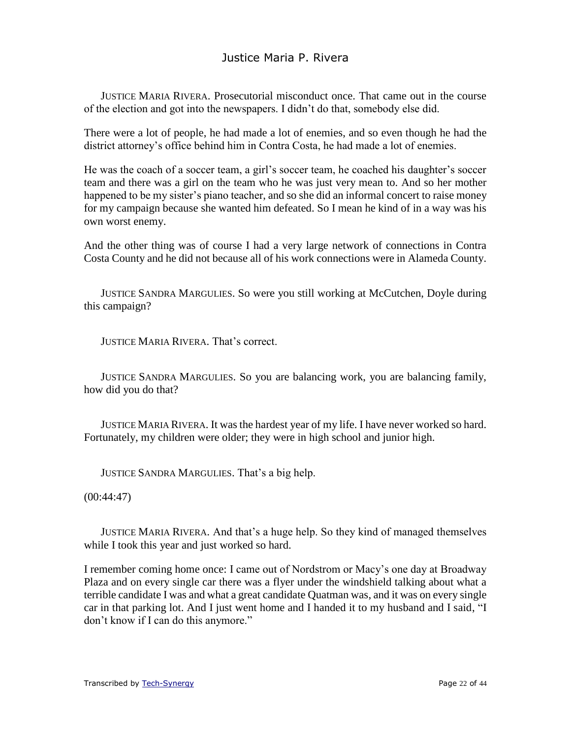JUSTICE MARIA RIVERA. Prosecutorial misconduct once. That came out in the course of the election and got into the newspapers. I didn't do that, somebody else did.

There were a lot of people, he had made a lot of enemies, and so even though he had the district attorney's office behind him in Contra Costa, he had made a lot of enemies.

He was the coach of a soccer team, a girl's soccer team, he coached his daughter's soccer team and there was a girl on the team who he was just very mean to. And so her mother happened to be my sister's piano teacher, and so she did an informal concert to raise money for my campaign because she wanted him defeated. So I mean he kind of in a way was his own worst enemy.

And the other thing was of course I had a very large network of connections in Contra Costa County and he did not because all of his work connections were in Alameda County.

JUSTICE SANDRA MARGULIES. So were you still working at McCutchen, Doyle during this campaign?

JUSTICE MARIA RIVERA. That's correct.

JUSTICE SANDRA MARGULIES. So you are balancing work, you are balancing family, how did you do that?

JUSTICE MARIA RIVERA. It was the hardest year of my life. I have never worked so hard. Fortunately, my children were older; they were in high school and junior high.

JUSTICE SANDRA MARGULIES. That's a big help.

(00:44:47)

JUSTICE MARIA RIVERA. And that's a huge help. So they kind of managed themselves while I took this year and just worked so hard.

I remember coming home once: I came out of Nordstrom or Macy's one day at Broadway Plaza and on every single car there was a flyer under the windshield talking about what a terrible candidate I was and what a great candidate Quatman was, and it was on every single car in that parking lot. And I just went home and I handed it to my husband and I said, "I don't know if I can do this anymore."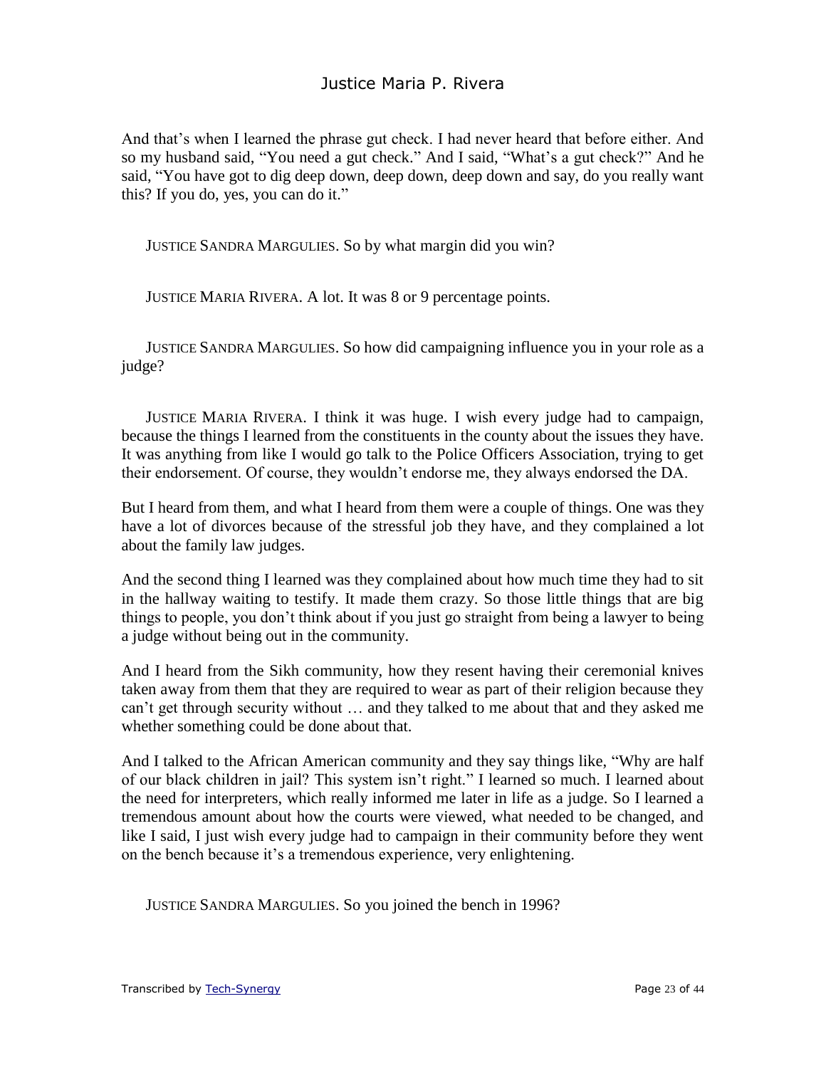And that's when I learned the phrase gut check. I had never heard that before either. And so my husband said, "You need a gut check." And I said, "What's a gut check?" And he said, "You have got to dig deep down, deep down, deep down and say, do you really want this? If you do, yes, you can do it."

JUSTICE SANDRA MARGULIES. So by what margin did you win?

JUSTICE MARIA RIVERA. A lot. It was 8 or 9 percentage points.

JUSTICE SANDRA MARGULIES. So how did campaigning influence you in your role as a judge?

JUSTICE MARIA RIVERA. I think it was huge. I wish every judge had to campaign, because the things I learned from the constituents in the county about the issues they have. It was anything from like I would go talk to the Police Officers Association, trying to get their endorsement. Of course, they wouldn't endorse me, they always endorsed the DA.

But I heard from them, and what I heard from them were a couple of things. One was they have a lot of divorces because of the stressful job they have, and they complained a lot about the family law judges.

And the second thing I learned was they complained about how much time they had to sit in the hallway waiting to testify. It made them crazy. So those little things that are big things to people, you don't think about if you just go straight from being a lawyer to being a judge without being out in the community.

And I heard from the Sikh community, how they resent having their ceremonial knives taken away from them that they are required to wear as part of their religion because they can't get through security without … and they talked to me about that and they asked me whether something could be done about that.

And I talked to the African American community and they say things like, "Why are half of our black children in jail? This system isn't right." I learned so much. I learned about the need for interpreters, which really informed me later in life as a judge. So I learned a tremendous amount about how the courts were viewed, what needed to be changed, and like I said, I just wish every judge had to campaign in their community before they went on the bench because it's a tremendous experience, very enlightening.

JUSTICE SANDRA MARGULIES. So you joined the bench in 1996?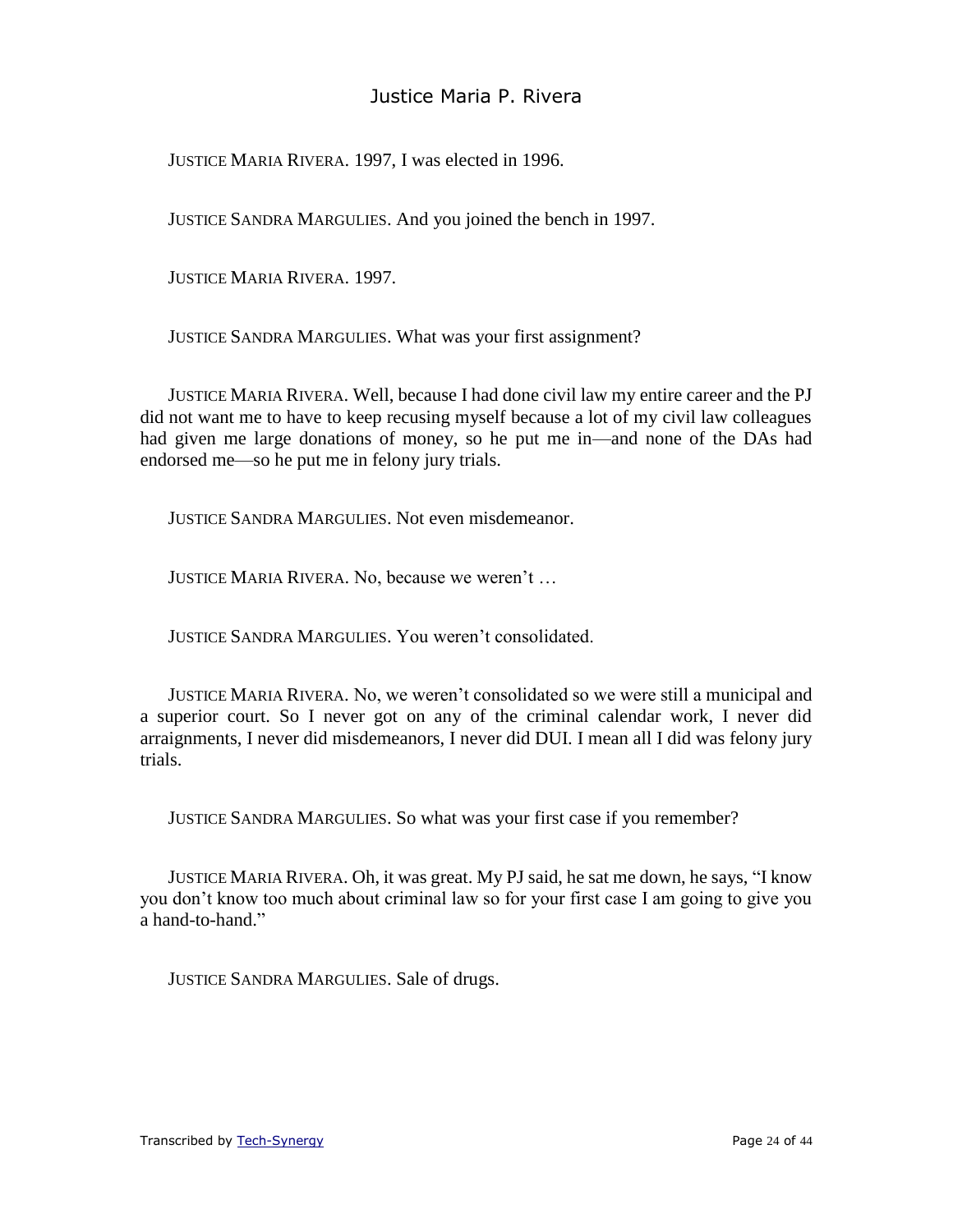JUSTICE MARIA RIVERA. 1997, I was elected in 1996.

JUSTICE SANDRA MARGULIES. And you joined the bench in 1997.

JUSTICE MARIA RIVERA. 1997.

JUSTICE SANDRA MARGULIES. What was your first assignment?

JUSTICE MARIA RIVERA. Well, because I had done civil law my entire career and the PJ did not want me to have to keep recusing myself because a lot of my civil law colleagues had given me large donations of money, so he put me in—and none of the DAs had endorsed me—so he put me in felony jury trials.

JUSTICE SANDRA MARGULIES. Not even misdemeanor.

JUSTICE MARIA RIVERA. No, because we weren't …

JUSTICE SANDRA MARGULIES. You weren't consolidated.

JUSTICE MARIA RIVERA. No, we weren't consolidated so we were still a municipal and a superior court. So I never got on any of the criminal calendar work, I never did arraignments, I never did misdemeanors, I never did DUI. I mean all I did was felony jury trials.

JUSTICE SANDRA MARGULIES. So what was your first case if you remember?

JUSTICE MARIA RIVERA. Oh, it was great. My PJ said, he sat me down, he says, "I know you don't know too much about criminal law so for your first case I am going to give you a hand-to-hand."

JUSTICE SANDRA MARGULIES. Sale of drugs.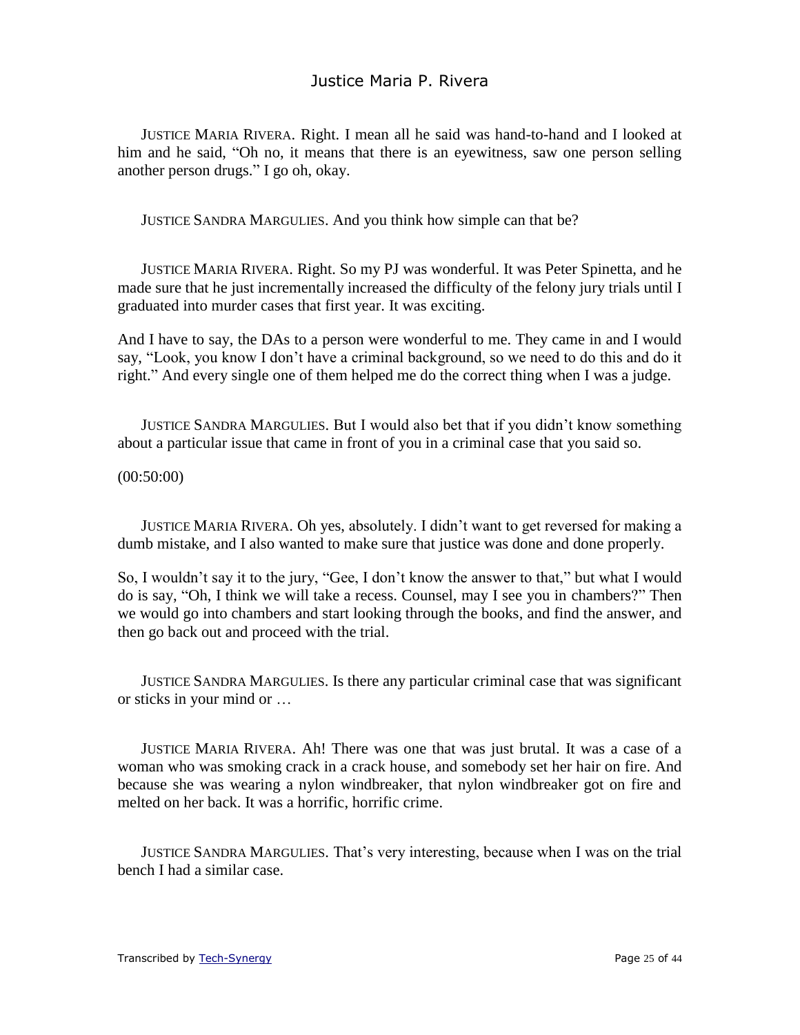JUSTICE MARIA RIVERA. Right. I mean all he said was hand-to-hand and I looked at him and he said, "Oh no, it means that there is an eyewitness, saw one person selling another person drugs." I go oh, okay.

JUSTICE SANDRA MARGULIES. And you think how simple can that be?

JUSTICE MARIA RIVERA. Right. So my PJ was wonderful. It was Peter Spinetta, and he made sure that he just incrementally increased the difficulty of the felony jury trials until I graduated into murder cases that first year. It was exciting.

And I have to say, the DAs to a person were wonderful to me. They came in and I would say, "Look, you know I don't have a criminal background, so we need to do this and do it right." And every single one of them helped me do the correct thing when I was a judge.

JUSTICE SANDRA MARGULIES. But I would also bet that if you didn't know something about a particular issue that came in front of you in a criminal case that you said so.

(00:50:00)

JUSTICE MARIA RIVERA. Oh yes, absolutely. I didn't want to get reversed for making a dumb mistake, and I also wanted to make sure that justice was done and done properly.

So, I wouldn't say it to the jury, "Gee, I don't know the answer to that," but what I would do is say, "Oh, I think we will take a recess. Counsel, may I see you in chambers?" Then we would go into chambers and start looking through the books, and find the answer, and then go back out and proceed with the trial.

JUSTICE SANDRA MARGULIES. Is there any particular criminal case that was significant or sticks in your mind or …

JUSTICE MARIA RIVERA. Ah! There was one that was just brutal. It was a case of a woman who was smoking crack in a crack house, and somebody set her hair on fire. And because she was wearing a nylon windbreaker, that nylon windbreaker got on fire and melted on her back. It was a horrific, horrific crime.

JUSTICE SANDRA MARGULIES. That's very interesting, because when I was on the trial bench I had a similar case.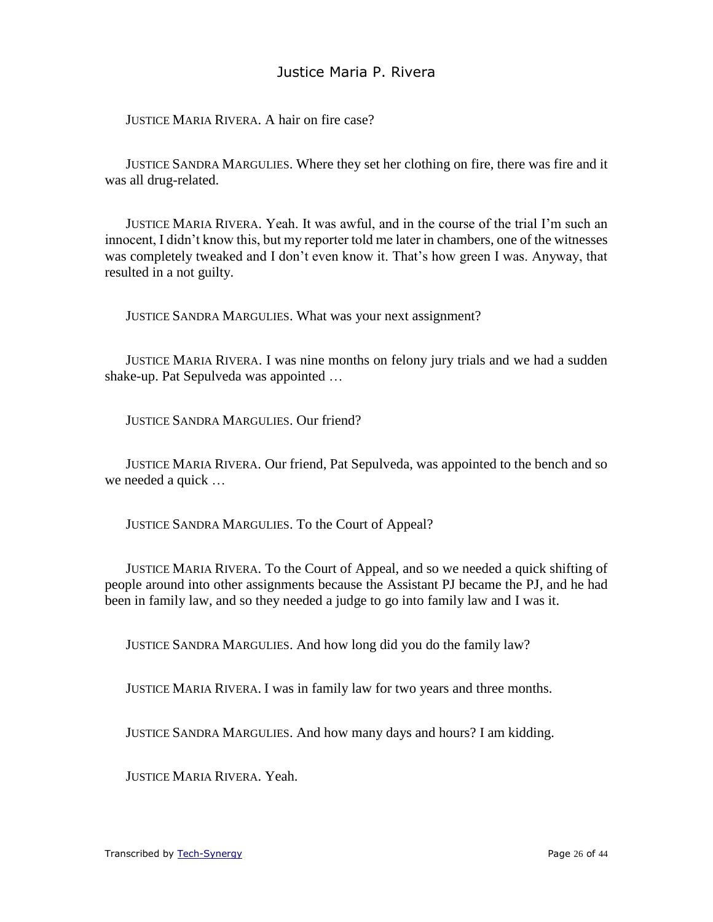JUSTICE MARIA RIVERA. A hair on fire case?

JUSTICE SANDRA MARGULIES. Where they set her clothing on fire, there was fire and it was all drug-related.

JUSTICE MARIA RIVERA. Yeah. It was awful, and in the course of the trial I'm such an innocent, I didn't know this, but my reporter told me later in chambers, one of the witnesses was completely tweaked and I don't even know it. That's how green I was. Anyway, that resulted in a not guilty.

JUSTICE SANDRA MARGULIES. What was your next assignment?

JUSTICE MARIA RIVERA. I was nine months on felony jury trials and we had a sudden shake-up. Pat Sepulveda was appointed …

JUSTICE SANDRA MARGULIES. Our friend?

JUSTICE MARIA RIVERA. Our friend, Pat Sepulveda, was appointed to the bench and so we needed a quick …

JUSTICE SANDRA MARGULIES. To the Court of Appeal?

JUSTICE MARIA RIVERA. To the Court of Appeal, and so we needed a quick shifting of people around into other assignments because the Assistant PJ became the PJ, and he had been in family law, and so they needed a judge to go into family law and I was it.

JUSTICE SANDRA MARGULIES. And how long did you do the family law?

JUSTICE MARIA RIVERA. I was in family law for two years and three months.

JUSTICE SANDRA MARGULIES. And how many days and hours? I am kidding.

JUSTICE MARIA RIVERA. Yeah.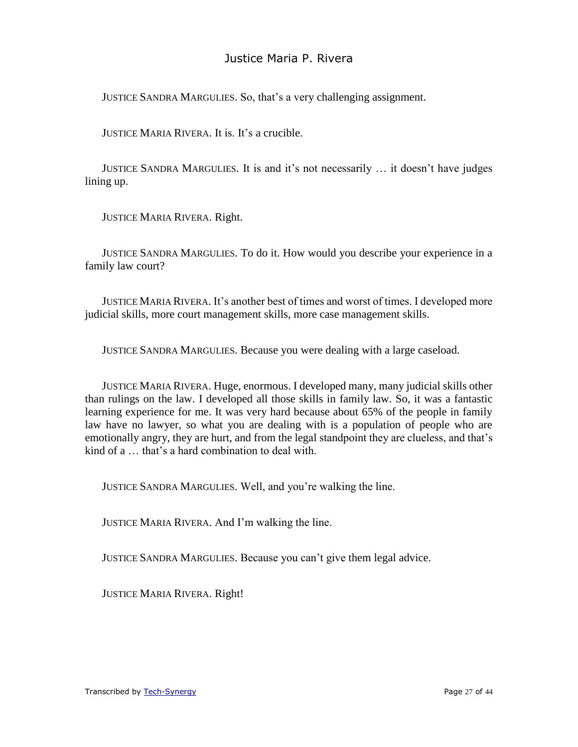JUSTICE SANDRA MARGULIES. So, that's a very challenging assignment.

JUSTICE MARIA RIVERA. It is. It's a crucible.

JUSTICE SANDRA MARGULIES. It is and it's not necessarily … it doesn't have judges lining up.

JUSTICE MARIA RIVERA. Right.

JUSTICE SANDRA MARGULIES. To do it. How would you describe your experience in a family law court?

JUSTICE MARIA RIVERA. It's another best of times and worst of times. I developed more judicial skills, more court management skills, more case management skills.

JUSTICE SANDRA MARGULIES. Because you were dealing with a large caseload.

JUSTICE MARIA RIVERA. Huge, enormous. I developed many, many judicial skills other than rulings on the law. I developed all those skills in family law. So, it was a fantastic learning experience for me. It was very hard because about 65% of the people in family law have no lawyer, so what you are dealing with is a population of people who are emotionally angry, they are hurt, and from the legal standpoint they are clueless, and that's kind of a … that's a hard combination to deal with.

JUSTICE SANDRA MARGULIES. Well, and you're walking the line.

JUSTICE MARIA RIVERA. And I'm walking the line.

JUSTICE SANDRA MARGULIES. Because you can't give them legal advice.

JUSTICE MARIA RIVERA. Right!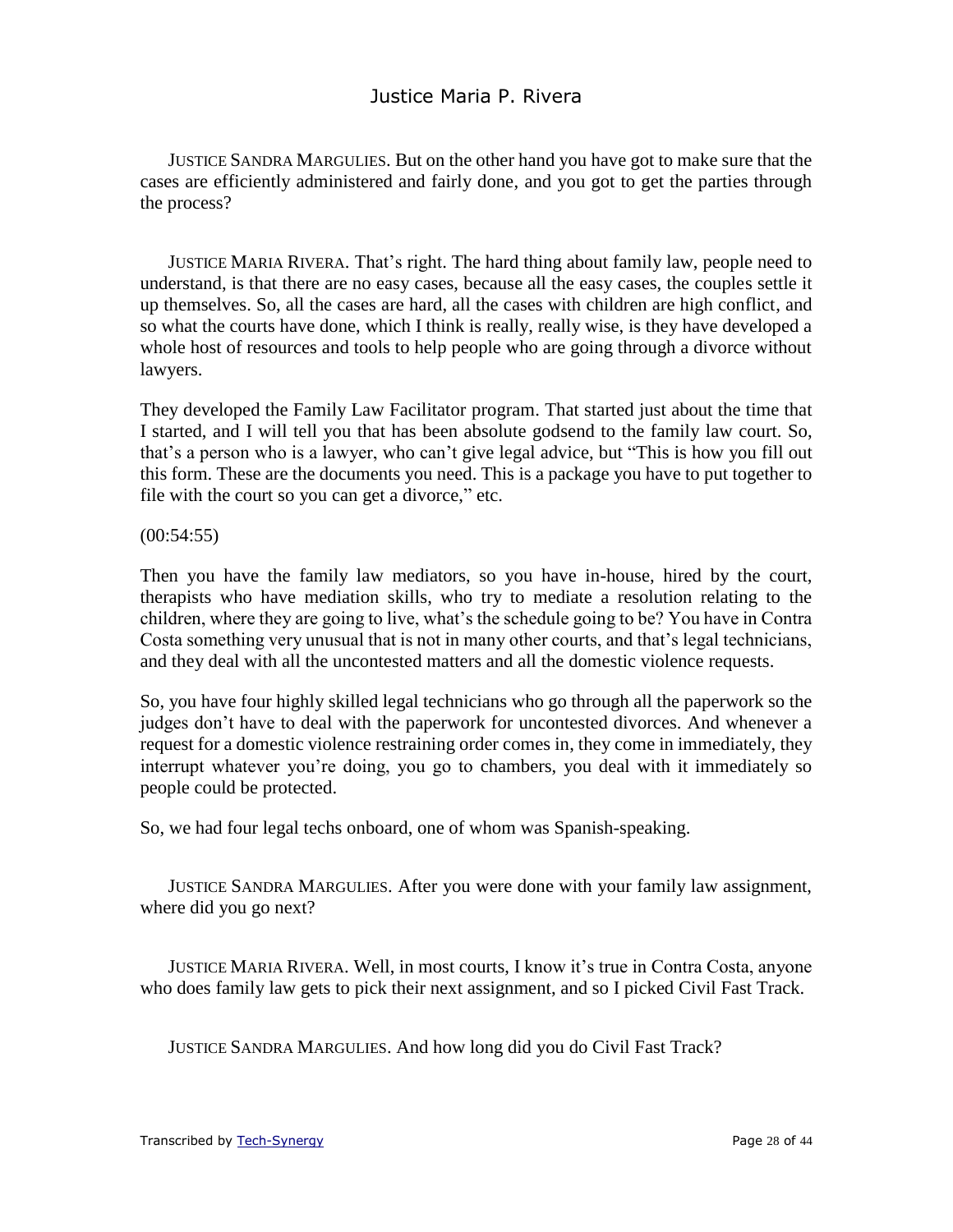JUSTICE SANDRA MARGULIES. But on the other hand you have got to make sure that the cases are efficiently administered and fairly done, and you got to get the parties through the process?

JUSTICE MARIA RIVERA. That's right. The hard thing about family law, people need to understand, is that there are no easy cases, because all the easy cases, the couples settle it up themselves. So, all the cases are hard, all the cases with children are high conflict, and so what the courts have done, which I think is really, really wise, is they have developed a whole host of resources and tools to help people who are going through a divorce without lawyers.

They developed the Family Law Facilitator program. That started just about the time that I started, and I will tell you that has been absolute godsend to the family law court. So, that's a person who is a lawyer, who can't give legal advice, but "This is how you fill out this form. These are the documents you need. This is a package you have to put together to file with the court so you can get a divorce," etc.

(00:54:55)

Then you have the family law mediators, so you have in-house, hired by the court, therapists who have mediation skills, who try to mediate a resolution relating to the children, where they are going to live, what's the schedule going to be? You have in Contra Costa something very unusual that is not in many other courts, and that's legal technicians, and they deal with all the uncontested matters and all the domestic violence requests.

So, you have four highly skilled legal technicians who go through all the paperwork so the judges don't have to deal with the paperwork for uncontested divorces. And whenever a request for a domestic violence restraining order comes in, they come in immediately, they interrupt whatever you're doing, you go to chambers, you deal with it immediately so people could be protected.

So, we had four legal techs onboard, one of whom was Spanish-speaking.

JUSTICE SANDRA MARGULIES. After you were done with your family law assignment, where did you go next?

JUSTICE MARIA RIVERA. Well, in most courts, I know it's true in Contra Costa, anyone who does family law gets to pick their next assignment, and so I picked Civil Fast Track.

JUSTICE SANDRA MARGULIES. And how long did you do Civil Fast Track?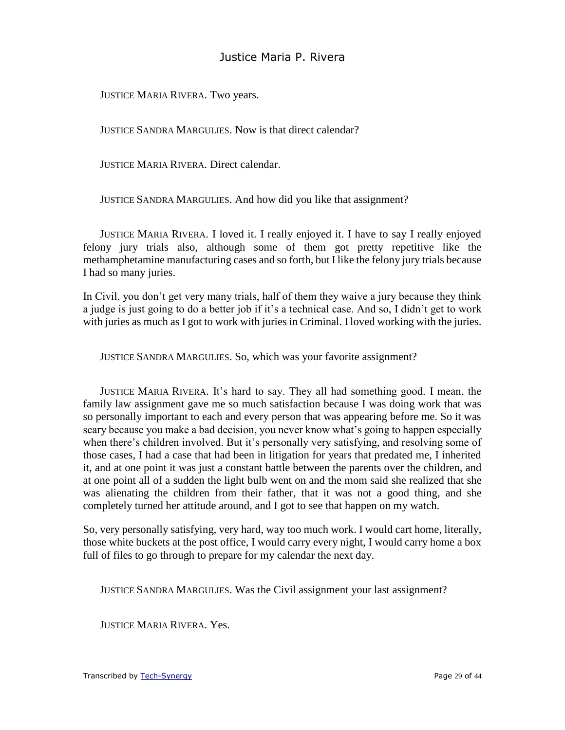JUSTICE MARIA RIVERA. Two years.

JUSTICE SANDRA MARGULIES. Now is that direct calendar?

JUSTICE MARIA RIVERA. Direct calendar.

JUSTICE SANDRA MARGULIES. And how did you like that assignment?

JUSTICE MARIA RIVERA. I loved it. I really enjoyed it. I have to say I really enjoyed felony jury trials also, although some of them got pretty repetitive like the methamphetamine manufacturing cases and so forth, but I like the felony jury trials because I had so many juries.

In Civil, you don't get very many trials, half of them they waive a jury because they think a judge is just going to do a better job if it's a technical case. And so, I didn't get to work with juries as much as I got to work with juries in Criminal. I loved working with the juries.

JUSTICE SANDRA MARGULIES. So, which was your favorite assignment?

JUSTICE MARIA RIVERA. It's hard to say. They all had something good. I mean, the family law assignment gave me so much satisfaction because I was doing work that was so personally important to each and every person that was appearing before me. So it was scary because you make a bad decision, you never know what's going to happen especially when there's children involved. But it's personally very satisfying, and resolving some of those cases, I had a case that had been in litigation for years that predated me, I inherited it, and at one point it was just a constant battle between the parents over the children, and at one point all of a sudden the light bulb went on and the mom said she realized that she was alienating the children from their father, that it was not a good thing, and she completely turned her attitude around, and I got to see that happen on my watch.

So, very personally satisfying, very hard, way too much work. I would cart home, literally, those white buckets at the post office, I would carry every night, I would carry home a box full of files to go through to prepare for my calendar the next day.

JUSTICE SANDRA MARGULIES. Was the Civil assignment your last assignment?

JUSTICE MARIA RIVERA. Yes.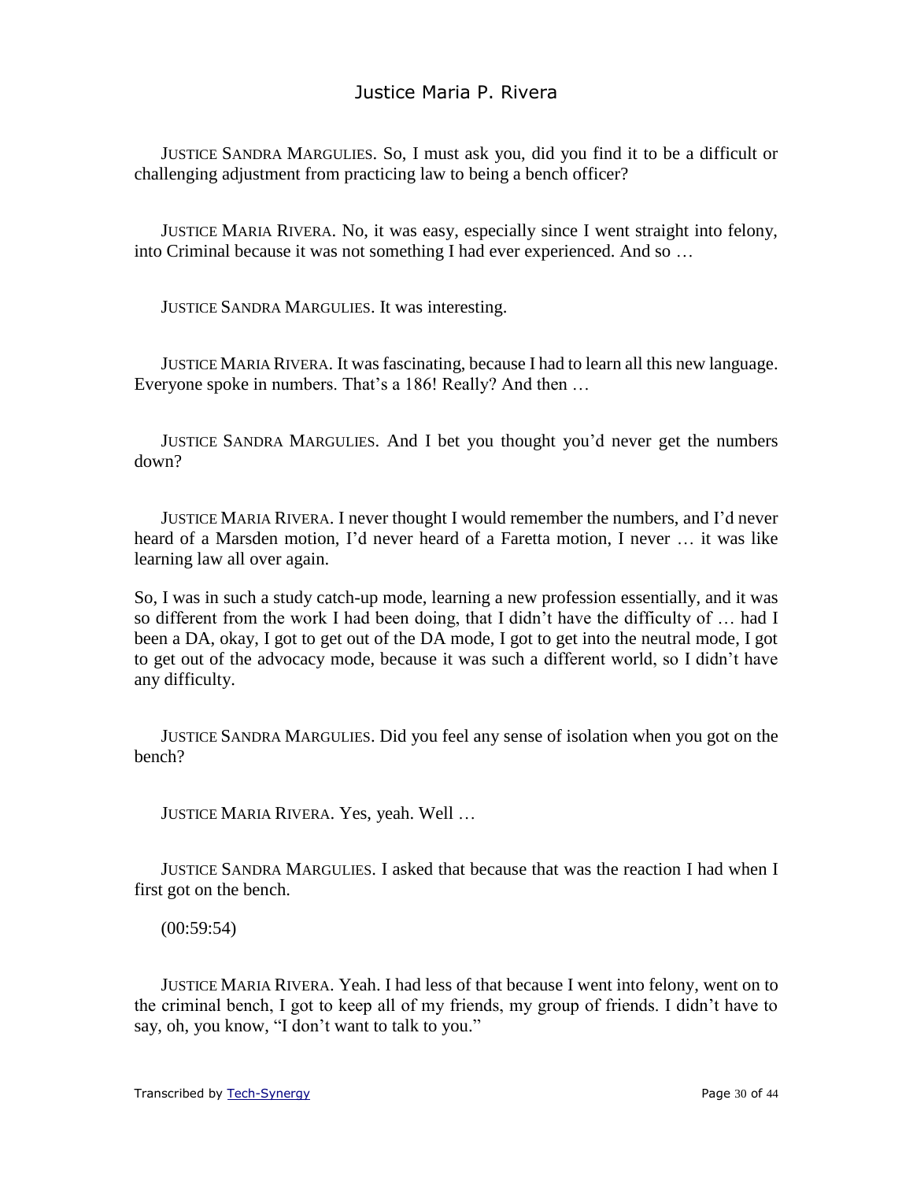JUSTICE SANDRA MARGULIES. So, I must ask you, did you find it to be a difficult or challenging adjustment from practicing law to being a bench officer?

JUSTICE MARIA RIVERA. No, it was easy, especially since I went straight into felony, into Criminal because it was not something I had ever experienced. And so …

JUSTICE SANDRA MARGULIES. It was interesting.

JUSTICE MARIA RIVERA. It was fascinating, because I had to learn all this new language. Everyone spoke in numbers. That's a 186! Really? And then …

JUSTICE SANDRA MARGULIES. And I bet you thought you'd never get the numbers down?

JUSTICE MARIA RIVERA. I never thought I would remember the numbers, and I'd never heard of a Marsden motion, I'd never heard of a Faretta motion, I never … it was like learning law all over again.

So, I was in such a study catch-up mode, learning a new profession essentially, and it was so different from the work I had been doing, that I didn't have the difficulty of … had I been a DA, okay, I got to get out of the DA mode, I got to get into the neutral mode, I got to get out of the advocacy mode, because it was such a different world, so I didn't have any difficulty.

JUSTICE SANDRA MARGULIES. Did you feel any sense of isolation when you got on the bench?

JUSTICE MARIA RIVERA. Yes, yeah. Well …

JUSTICE SANDRA MARGULIES. I asked that because that was the reaction I had when I first got on the bench.

(00:59:54)

JUSTICE MARIA RIVERA. Yeah. I had less of that because I went into felony, went on to the criminal bench, I got to keep all of my friends, my group of friends. I didn't have to say, oh, you know, "I don't want to talk to you."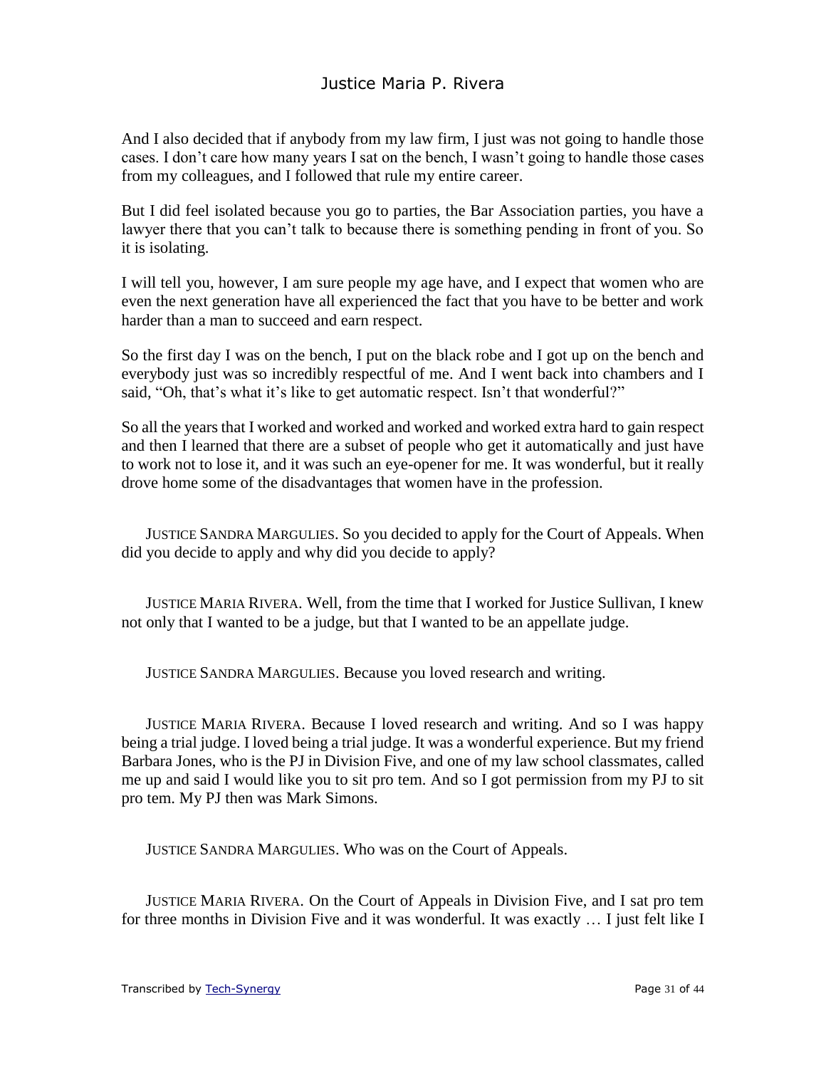And I also decided that if anybody from my law firm, I just was not going to handle those cases. I don't care how many years I sat on the bench, I wasn't going to handle those cases from my colleagues, and I followed that rule my entire career.

But I did feel isolated because you go to parties, the Bar Association parties, you have a lawyer there that you can't talk to because there is something pending in front of you. So it is isolating.

I will tell you, however, I am sure people my age have, and I expect that women who are even the next generation have all experienced the fact that you have to be better and work harder than a man to succeed and earn respect.

So the first day I was on the bench, I put on the black robe and I got up on the bench and everybody just was so incredibly respectful of me. And I went back into chambers and I said, "Oh, that's what it's like to get automatic respect. Isn't that wonderful?"

So all the years that I worked and worked and worked and worked extra hard to gain respect and then I learned that there are a subset of people who get it automatically and just have to work not to lose it, and it was such an eye-opener for me. It was wonderful, but it really drove home some of the disadvantages that women have in the profession.

JUSTICE SANDRA MARGULIES. So you decided to apply for the Court of Appeals. When did you decide to apply and why did you decide to apply?

JUSTICE MARIA RIVERA. Well, from the time that I worked for Justice Sullivan, I knew not only that I wanted to be a judge, but that I wanted to be an appellate judge.

JUSTICE SANDRA MARGULIES. Because you loved research and writing.

JUSTICE MARIA RIVERA. Because I loved research and writing. And so I was happy being a trial judge. I loved being a trial judge. It was a wonderful experience. But my friend Barbara Jones, who is the PJ in Division Five, and one of my law school classmates, called me up and said I would like you to sit pro tem. And so I got permission from my PJ to sit pro tem. My PJ then was Mark Simons.

JUSTICE SANDRA MARGULIES. Who was on the Court of Appeals.

JUSTICE MARIA RIVERA. On the Court of Appeals in Division Five, and I sat pro tem for three months in Division Five and it was wonderful. It was exactly … I just felt like I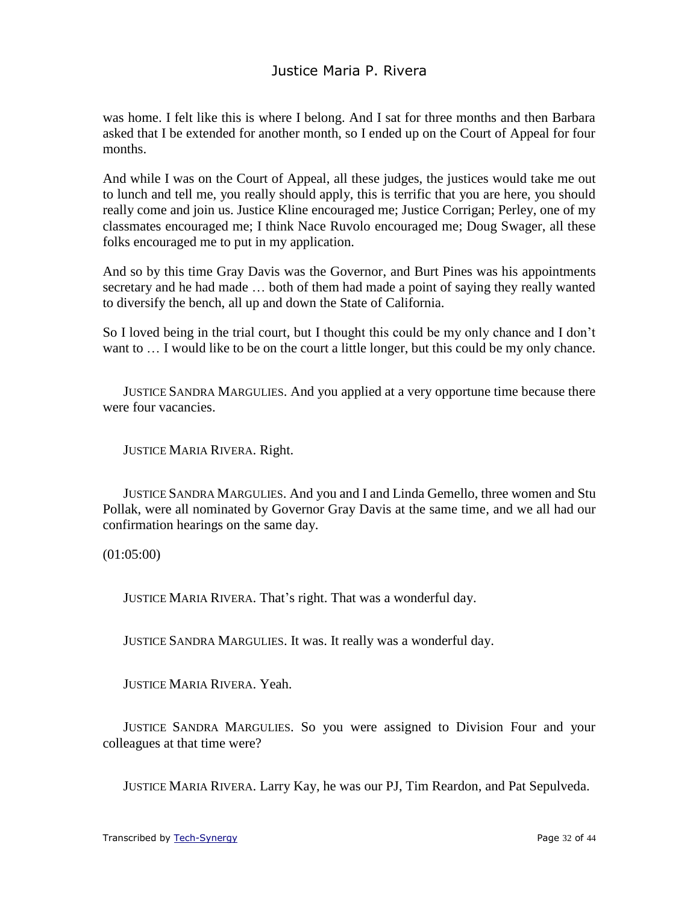was home. I felt like this is where I belong. And I sat for three months and then Barbara asked that I be extended for another month, so I ended up on the Court of Appeal for four months.

And while I was on the Court of Appeal, all these judges, the justices would take me out to lunch and tell me, you really should apply, this is terrific that you are here, you should really come and join us. Justice Kline encouraged me; Justice Corrigan; Perley, one of my classmates encouraged me; I think Nace Ruvolo encouraged me; Doug Swager, all these folks encouraged me to put in my application.

And so by this time Gray Davis was the Governor, and Burt Pines was his appointments secretary and he had made … both of them had made a point of saying they really wanted to diversify the bench, all up and down the State of California.

So I loved being in the trial court, but I thought this could be my only chance and I don't want to … I would like to be on the court a little longer, but this could be my only chance.

JUSTICE SANDRA MARGULIES. And you applied at a very opportune time because there were four vacancies.

JUSTICE MARIA RIVERA. Right.

JUSTICE SANDRA MARGULIES. And you and I and Linda Gemello, three women and Stu Pollak, were all nominated by Governor Gray Davis at the same time, and we all had our confirmation hearings on the same day.

(01:05:00)

JUSTICE MARIA RIVERA. That's right. That was a wonderful day.

JUSTICE SANDRA MARGULIES. It was. It really was a wonderful day.

JUSTICE MARIA RIVERA. Yeah.

JUSTICE SANDRA MARGULIES. So you were assigned to Division Four and your colleagues at that time were?

JUSTICE MARIA RIVERA. Larry Kay, he was our PJ, Tim Reardon, and Pat Sepulveda.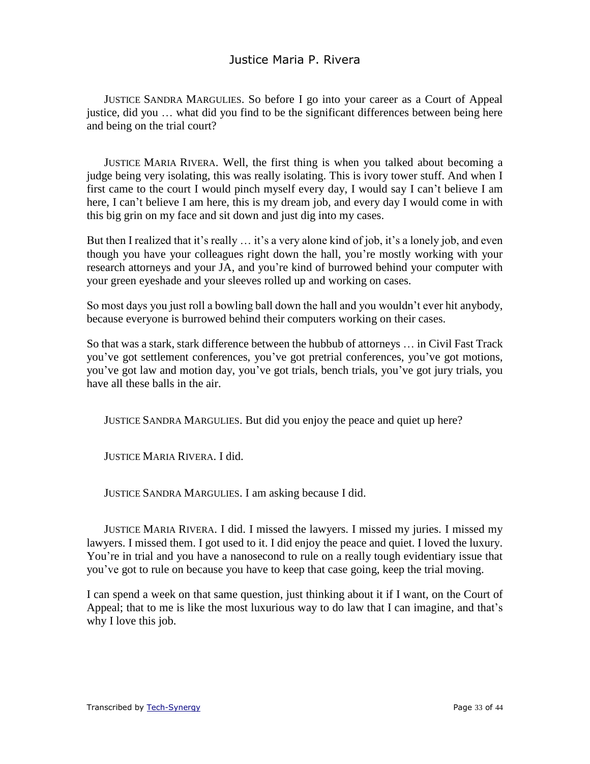JUSTICE SANDRA MARGULIES. So before I go into your career as a Court of Appeal justice, did you … what did you find to be the significant differences between being here and being on the trial court?

JUSTICE MARIA RIVERA. Well, the first thing is when you talked about becoming a judge being very isolating, this was really isolating. This is ivory tower stuff. And when I first came to the court I would pinch myself every day, I would say I can't believe I am here, I can't believe I am here, this is my dream job, and every day I would come in with this big grin on my face and sit down and just dig into my cases.

But then I realized that it's really … it's a very alone kind of job, it's a lonely job, and even though you have your colleagues right down the hall, you're mostly working with your research attorneys and your JA, and you're kind of burrowed behind your computer with your green eyeshade and your sleeves rolled up and working on cases.

So most days you just roll a bowling ball down the hall and you wouldn't ever hit anybody, because everyone is burrowed behind their computers working on their cases.

So that was a stark, stark difference between the hubbub of attorneys … in Civil Fast Track you've got settlement conferences, you've got pretrial conferences, you've got motions, you've got law and motion day, you've got trials, bench trials, you've got jury trials, you have all these balls in the air.

JUSTICE SANDRA MARGULIES. But did you enjoy the peace and quiet up here?

JUSTICE MARIA RIVERA. I did.

JUSTICE SANDRA MARGULIES. I am asking because I did.

JUSTICE MARIA RIVERA. I did. I missed the lawyers. I missed my juries. I missed my lawyers. I missed them. I got used to it. I did enjoy the peace and quiet. I loved the luxury. You're in trial and you have a nanosecond to rule on a really tough evidentiary issue that you've got to rule on because you have to keep that case going, keep the trial moving.

I can spend a week on that same question, just thinking about it if I want, on the Court of Appeal; that to me is like the most luxurious way to do law that I can imagine, and that's why I love this job.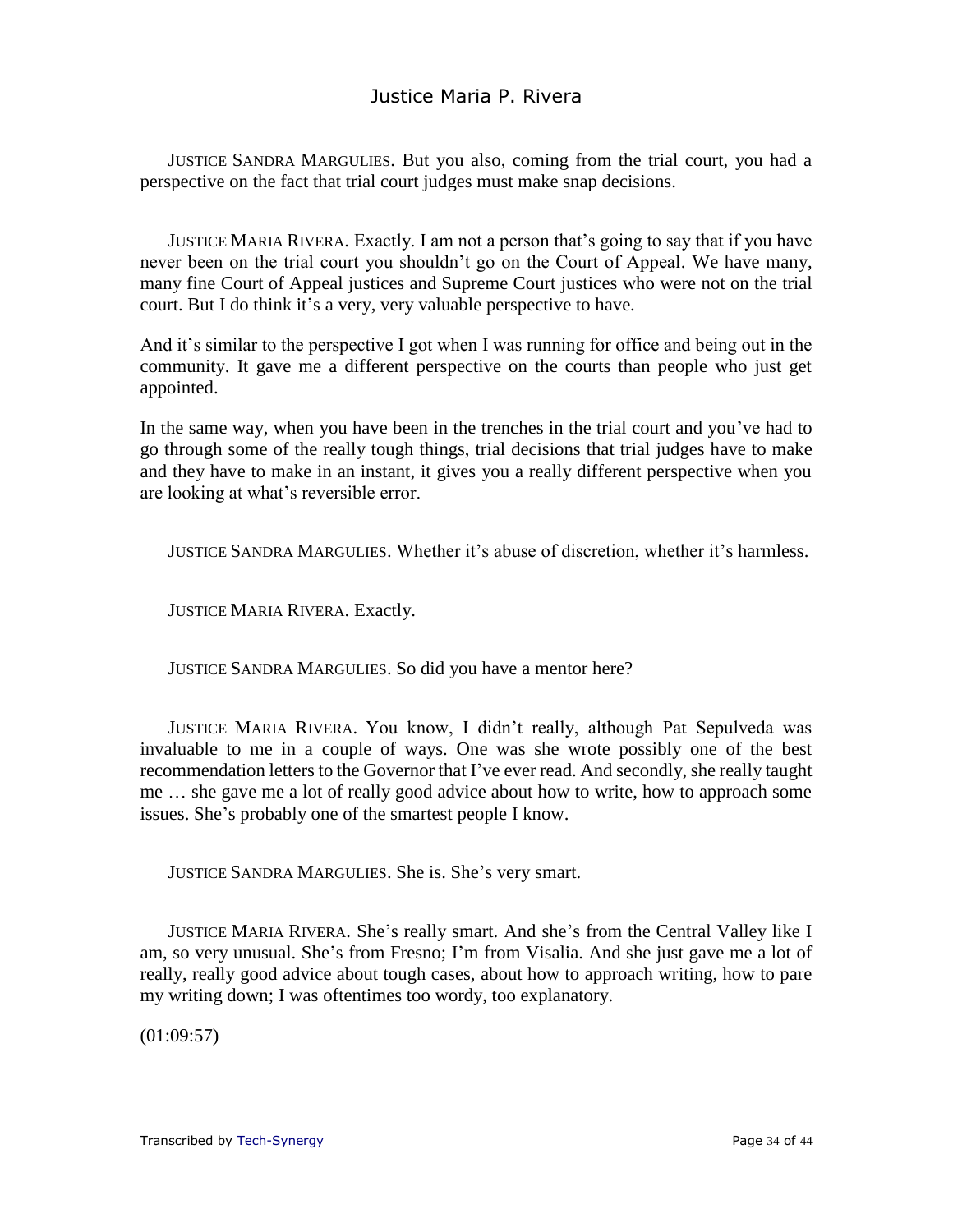JUSTICE SANDRA MARGULIES. But you also, coming from the trial court, you had a perspective on the fact that trial court judges must make snap decisions.

JUSTICE MARIA RIVERA. Exactly. I am not a person that's going to say that if you have never been on the trial court you shouldn't go on the Court of Appeal. We have many, many fine Court of Appeal justices and Supreme Court justices who were not on the trial court. But I do think it's a very, very valuable perspective to have.

And it's similar to the perspective I got when I was running for office and being out in the community. It gave me a different perspective on the courts than people who just get appointed.

In the same way, when you have been in the trenches in the trial court and you've had to go through some of the really tough things, trial decisions that trial judges have to make and they have to make in an instant, it gives you a really different perspective when you are looking at what's reversible error.

JUSTICE SANDRA MARGULIES. Whether it's abuse of discretion, whether it's harmless.

JUSTICE MARIA RIVERA. Exactly.

JUSTICE SANDRA MARGULIES. So did you have a mentor here?

JUSTICE MARIA RIVERA. You know, I didn't really, although Pat Sepulveda was invaluable to me in a couple of ways. One was she wrote possibly one of the best recommendation letters to the Governor that I've ever read. And secondly, she really taught me … she gave me a lot of really good advice about how to write, how to approach some issues. She's probably one of the smartest people I know.

JUSTICE SANDRA MARGULIES. She is. She's very smart.

JUSTICE MARIA RIVERA. She's really smart. And she's from the Central Valley like I am, so very unusual. She's from Fresno; I'm from Visalia. And she just gave me a lot of really, really good advice about tough cases, about how to approach writing, how to pare my writing down; I was oftentimes too wordy, too explanatory.

(01:09:57)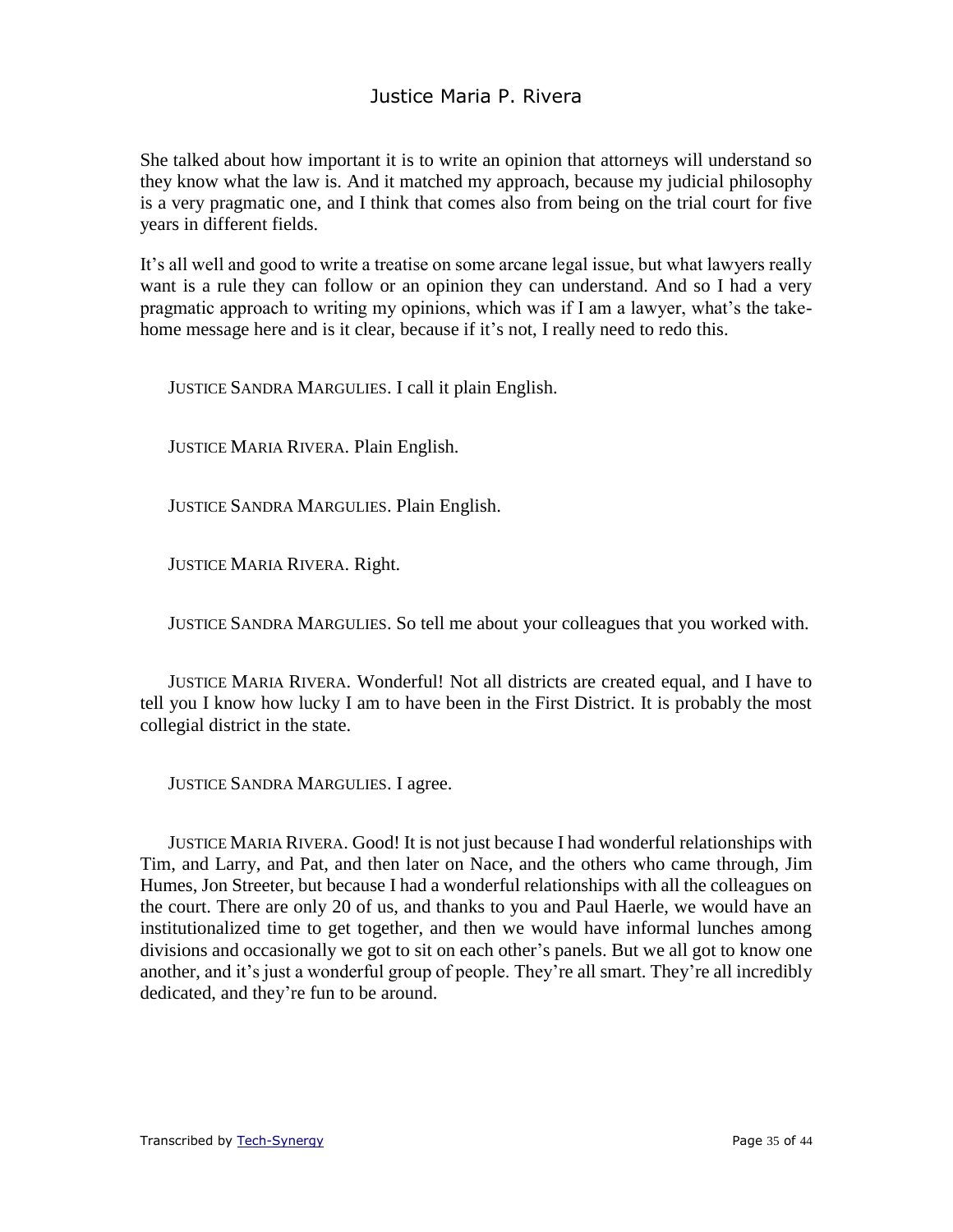She talked about how important it is to write an opinion that attorneys will understand so they know what the law is. And it matched my approach, because my judicial philosophy is a very pragmatic one, and I think that comes also from being on the trial court for five years in different fields.

It's all well and good to write a treatise on some arcane legal issue, but what lawyers really want is a rule they can follow or an opinion they can understand. And so I had a very pragmatic approach to writing my opinions, which was if I am a lawyer, what's the take-home message here and is it clear, because if it's not, I really need to redo this.

JUSTICE SANDRA MARGULIES. I call it plain English.

JUSTICE MARIA RIVERA. Plain English.

JUSTICE SANDRA MARGULIES. Plain English.

JUSTICE MARIA RIVERA. Right.

JUSTICE SANDRA MARGULIES. So tell me about your colleagues that you worked with.

JUSTICE MARIA RIVERA. Wonderful! Not all districts are created equal, and I have to tell you I know how lucky I am to have been in the First District. It is probably the most collegial district in the state.

JUSTICE SANDRA MARGULIES. I agree.

JUSTICE MARIA RIVERA. Good! It is not just because I had wonderful relationships with Tim, and Larry, and Pat, and then later on Nace, and the others who came through, Jim Humes, Jon Streeter, but because I had a wonderful relationships with all the colleagues on the court. There are only 20 of us, and thanks to you and Paul Haerle, we would have an institutionalized time to get together, and then we would have informal lunches among divisions and occasionally we got to sit on each other's panels. But we all got to know one another, and it's just a wonderful group of people. They're all smart. They're all incredibly dedicated, and they're fun to be around.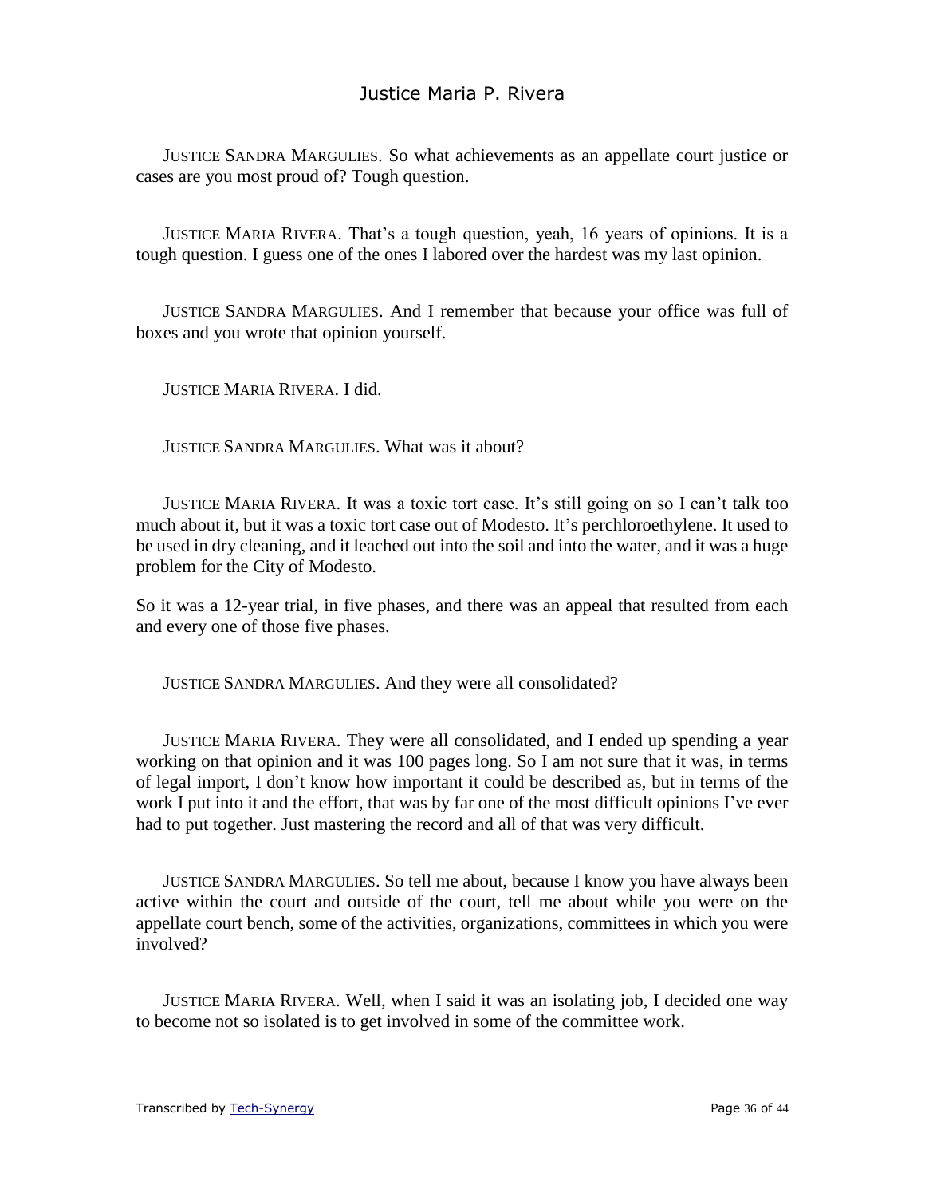JUSTICE SANDRA MARGULIES. So what achievements as an appellate court justice or cases are you most proud of? Tough question.

JUSTICE MARIA RIVERA. That's a tough question, yeah, 16 years of opinions. It is a tough question. I guess one of the ones I labored over the hardest was my last opinion.

JUSTICE SANDRA MARGULIES. And I remember that because your office was full of boxes and you wrote that opinion yourself.

JUSTICE MARIA RIVERA. I did.

JUSTICE SANDRA MARGULIES. What was it about?

JUSTICE MARIA RIVERA. It was a toxic tort case. It's still going on so I can't talk too much about it, but it was a toxic tort case out of Modesto. It's perchloroethylene. It used to be used in dry cleaning, and it leached out into the soil and into the water, and it was a huge problem for the City of Modesto.

So it was a 12-year trial, in five phases, and there was an appeal that resulted from each and every one of those five phases.

JUSTICE SANDRA MARGULIES. And they were all consolidated?

JUSTICE MARIA RIVERA. They were all consolidated, and I ended up spending a year working on that opinion and it was 100 pages long. So I am not sure that it was, in terms of legal import, I don't know how important it could be described as, but in terms of the work I put into it and the effort, that was by far one of the most difficult opinions I've ever had to put together. Just mastering the record and all of that was very difficult.

JUSTICE SANDRA MARGULIES. So tell me about, because I know you have always been active within the court and outside of the court, tell me about while you were on the appellate court bench, some of the activities, organizations, committees in which you were involved?

JUSTICE MARIA RIVERA. Well, when I said it was an isolating job, I decided one way to become not so isolated is to get involved in some of the committee work.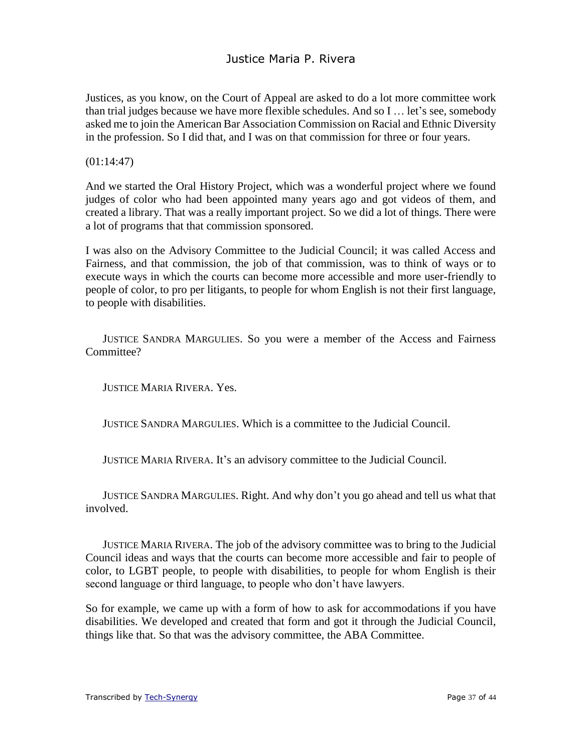Justices, as you know, on the Court of Appeal are asked to do a lot more committee work than trial judges because we have more flexible schedules. And so I … let's see, somebody asked me to join the American Bar Association Commission on Racial and Ethnic Diversity in the profession. So I did that, and I was on that commission for three or four years.

(01:14:47)

And we started the Oral History Project, which was a wonderful project where we found judges of color who had been appointed many years ago and got videos of them, and created a library. That was a really important project. So we did a lot of things. There were a lot of programs that that commission sponsored.

I was also on the Advisory Committee to the Judicial Council; it was called Access and Fairness, and that commission, the job of that commission, was to think of ways or to execute ways in which the courts can become more accessible and more user-friendly to people of color, to pro per litigants, to people for whom English is not their first language, to people with disabilities.

JUSTICE SANDRA MARGULIES. So you were a member of the Access and Fairness Committee?

JUSTICE MARIA RIVERA. Yes.

JUSTICE SANDRA MARGULIES. Which is a committee to the Judicial Council.

JUSTICE MARIA RIVERA. It's an advisory committee to the Judicial Council.

JUSTICE SANDRA MARGULIES. Right. And why don't you go ahead and tell us what that involved.

JUSTICE MARIA RIVERA. The job of the advisory committee was to bring to the Judicial Council ideas and ways that the courts can become more accessible and fair to people of color, to LGBT people, to people with disabilities, to people for whom English is their second language or third language, to people who don't have lawyers.

So for example, we came up with a form of how to ask for accommodations if you have disabilities. We developed and created that form and got it through the Judicial Council, things like that. So that was the advisory committee, the ABA Committee.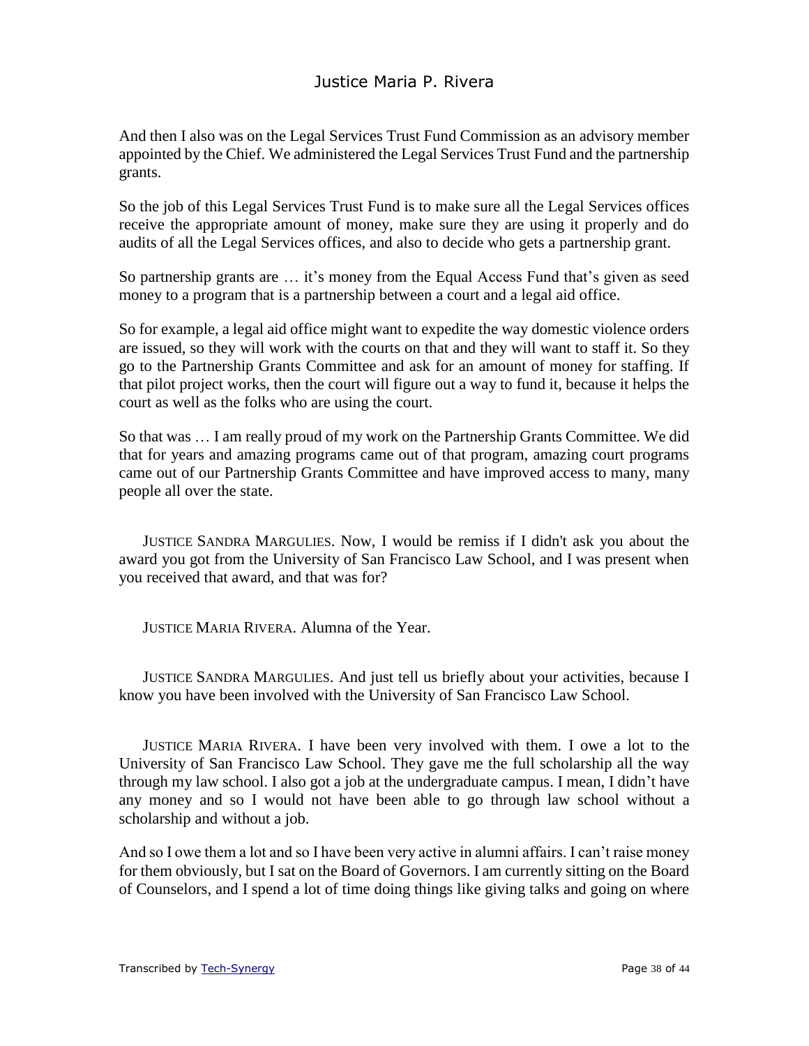And then I also was on the Legal Services Trust Fund Commission as an advisory member appointed by the Chief. We administered the Legal Services Trust Fund and the partnership grants.

So the job of this Legal Services Trust Fund is to make sure all the Legal Services offices receive the appropriate amount of money, make sure they are using it properly and do audits of all the Legal Services offices, and also to decide who gets a partnership grant.

So partnership grants are … it's money from the Equal Access Fund that's given as seed money to a program that is a partnership between a court and a legal aid office.

So for example, a legal aid office might want to expedite the way domestic violence orders are issued, so they will work with the courts on that and they will want to staff it. So they go to the Partnership Grants Committee and ask for an amount of money for staffing. If that pilot project works, then the court will figure out a way to fund it, because it helps the court as well as the folks who are using the court.

So that was … I am really proud of my work on the Partnership Grants Committee. We did that for years and amazing programs came out of that program, amazing court programs came out of our Partnership Grants Committee and have improved access to many, many people all over the state.

JUSTICE SANDRA MARGULIES. Now, I would be remiss if I didn't ask you about the award you got from the University of San Francisco Law School, and I was present when you received that award, and that was for?

JUSTICE MARIA RIVERA. Alumna of the Year.

JUSTICE SANDRA MARGULIES. And just tell us briefly about your activities, because I know you have been involved with the University of San Francisco Law School.

JUSTICE MARIA RIVERA. I have been very involved with them. I owe a lot to the University of San Francisco Law School. They gave me the full scholarship all the way through my law school. I also got a job at the undergraduate campus. I mean, I didn't have any money and so I would not have been able to go through law school without a scholarship and without a job.

And so I owe them a lot and so I have been very active in alumni affairs. I can't raise money for them obviously, but I sat on the Board of Governors. I am currently sitting on the Board of Counselors, and I spend a lot of time doing things like giving talks and going on where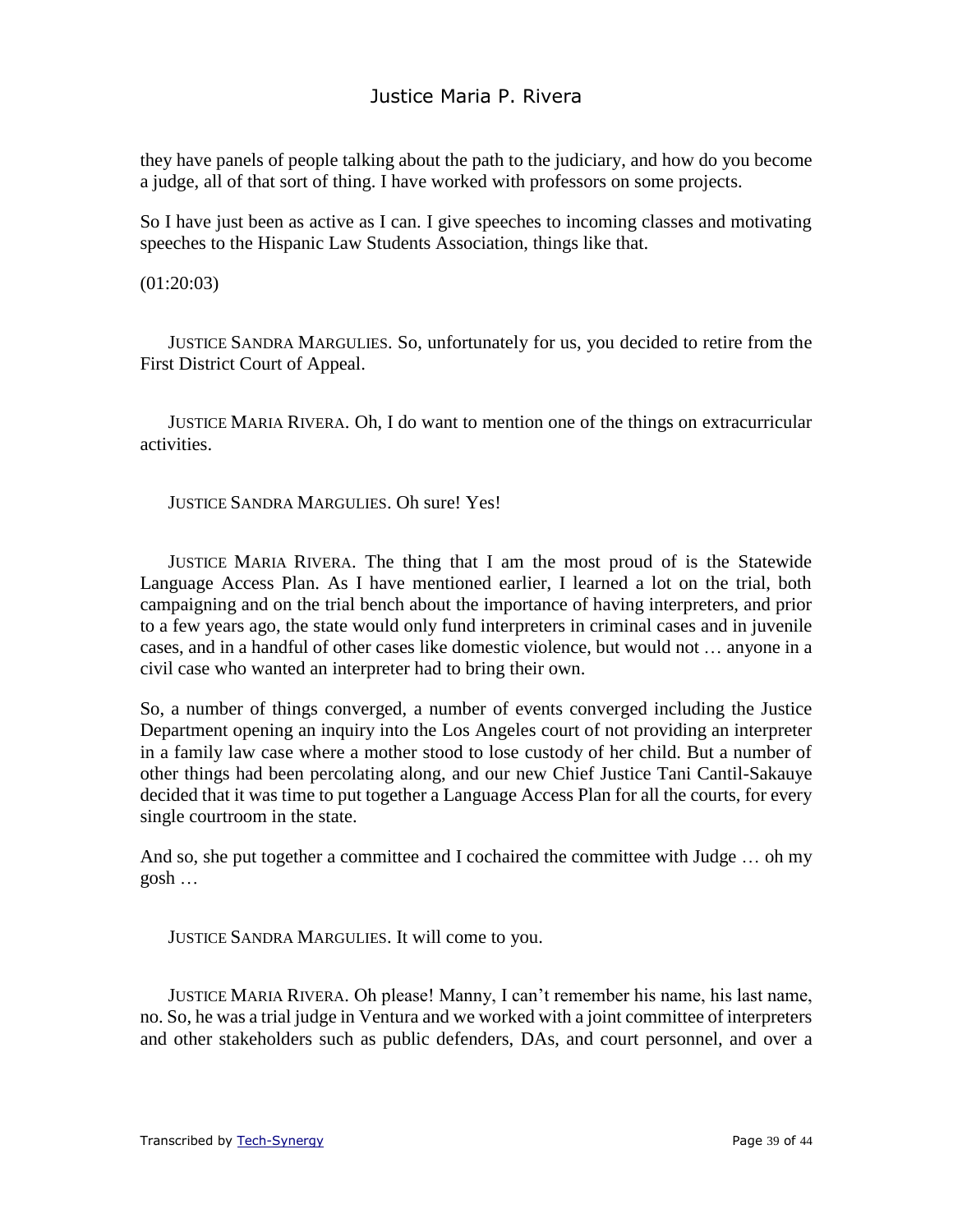they have panels of people talking about the path to the judiciary, and how do you become a judge, all of that sort of thing. I have worked with professors on some projects.

So I have just been as active as I can. I give speeches to incoming classes and motivating speeches to the Hispanic Law Students Association, things like that.

(01:20:03)

JUSTICE SANDRA MARGULIES. So, unfortunately for us, you decided to retire from the First District Court of Appeal.

JUSTICE MARIA RIVERA. Oh, I do want to mention one of the things on extracurricular activities.

JUSTICE SANDRA MARGULIES. Oh sure! Yes!

JUSTICE MARIA RIVERA. The thing that I am the most proud of is the Statewide Language Access Plan. As I have mentioned earlier, I learned a lot on the trial, both campaigning and on the trial bench about the importance of having interpreters, and prior to a few years ago, the state would only fund interpreters in criminal cases and in juvenile cases, and in a handful of other cases like domestic violence, but would not … anyone in a civil case who wanted an interpreter had to bring their own.

So, a number of things converged, a number of events converged including the Justice Department opening an inquiry into the Los Angeles court of not providing an interpreter in a family law case where a mother stood to lose custody of her child. But a number of other things had been percolating along, and our new Chief Justice Tani Cantil-Sakauye decided that it was time to put together a Language Access Plan for all the courts, for every single courtroom in the state.

And so, she put together a committee and I cochaired the committee with Judge … oh my gosh …

JUSTICE SANDRA MARGULIES. It will come to you.

JUSTICE MARIA RIVERA. Oh please! Manny, I can't remember his name, his last name, no. So, he was a trial judge in Ventura and we worked with a joint committee of interpreters and other stakeholders such as public defenders, DAs, and court personnel, and over a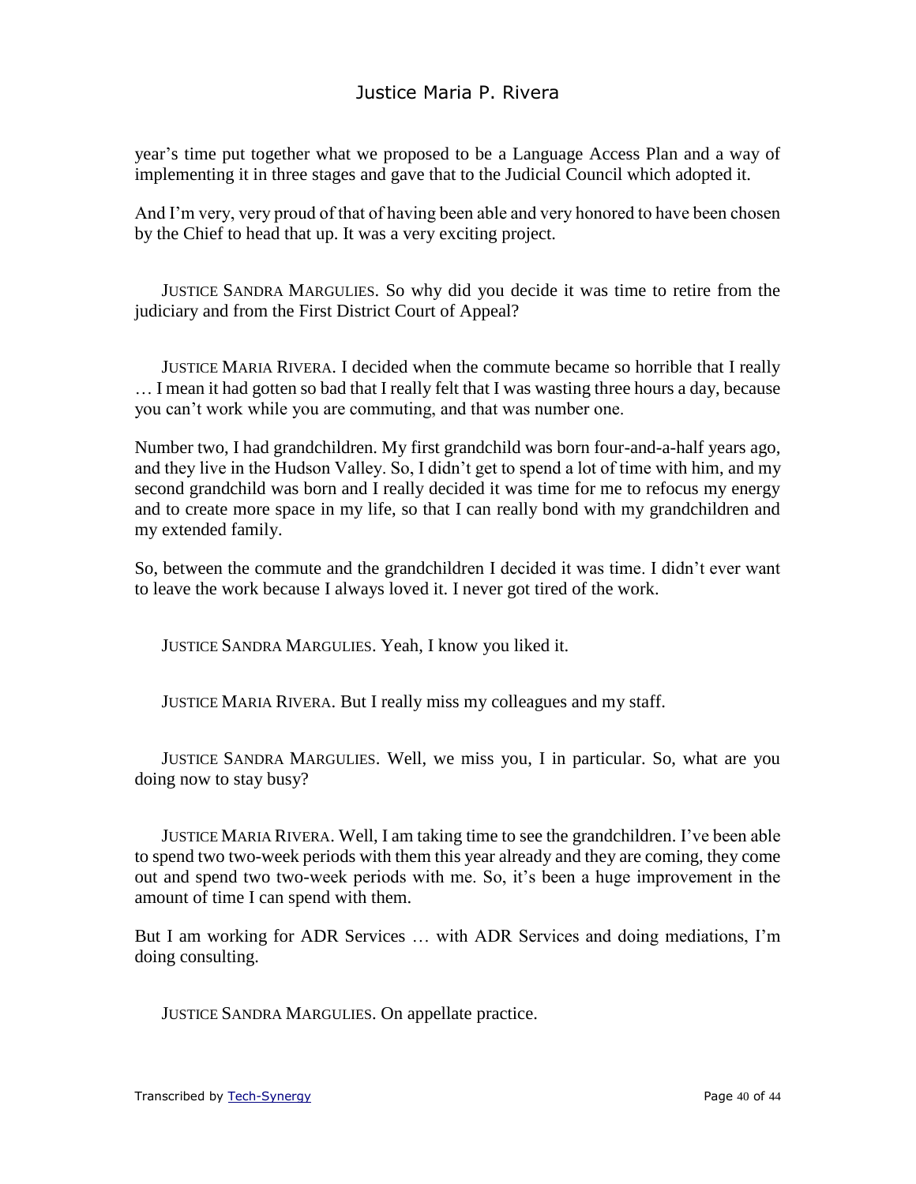year's time put together what we proposed to be a Language Access Plan and a way of implementing it in three stages and gave that to the Judicial Council which adopted it.

And I'm very, very proud of that of having been able and very honored to have been chosen by the Chief to head that up. It was a very exciting project.

JUSTICE SANDRA MARGULIES. So why did you decide it was time to retire from the judiciary and from the First District Court of Appeal?

JUSTICE MARIA RIVERA. I decided when the commute became so horrible that I really … I mean it had gotten so bad that I really felt that I was wasting three hours a day, because you can't work while you are commuting, and that was number one.

Number two, I had grandchildren. My first grandchild was born four-and-a-half years ago, and they live in the Hudson Valley. So, I didn't get to spend a lot of time with him, and my second grandchild was born and I really decided it was time for me to refocus my energy and to create more space in my life, so that I can really bond with my grandchildren and my extended family.

So, between the commute and the grandchildren I decided it was time. I didn't ever want to leave the work because I always loved it. I never got tired of the work.

JUSTICE SANDRA MARGULIES. Yeah, I know you liked it.

JUSTICE MARIA RIVERA. But I really miss my colleagues and my staff.

JUSTICE SANDRA MARGULIES. Well, we miss you, I in particular. So, what are you doing now to stay busy?

JUSTICE MARIA RIVERA. Well, I am taking time to see the grandchildren. I've been able to spend two two-week periods with them this year already and they are coming, they come out and spend two two-week periods with me. So, it's been a huge improvement in the amount of time I can spend with them.

But I am working for ADR Services … with ADR Services and doing mediations, I'm doing consulting.

JUSTICE SANDRA MARGULIES. On appellate practice.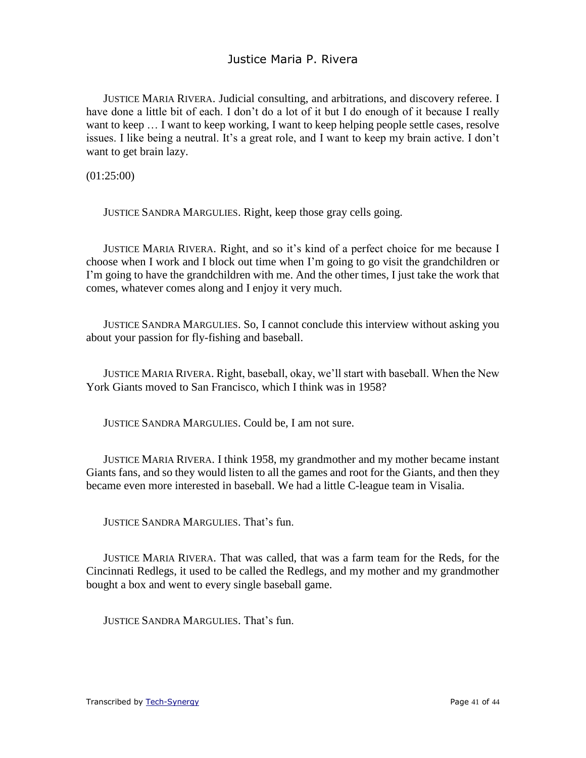JUSTICE MARIA RIVERA. Judicial consulting, and arbitrations, and discovery referee. I have done a little bit of each. I don't do a lot of it but I do enough of it because I really want to keep … I want to keep working, I want to keep helping people settle cases, resolve issues. I like being a neutral. It's a great role, and I want to keep my brain active. I don't want to get brain lazy.

(01:25:00)

JUSTICE SANDRA MARGULIES. Right, keep those gray cells going.

JUSTICE MARIA RIVERA. Right, and so it's kind of a perfect choice for me because I choose when I work and I block out time when I'm going to go visit the grandchildren or I'm going to have the grandchildren with me. And the other times, I just take the work that comes, whatever comes along and I enjoy it very much.

JUSTICE SANDRA MARGULIES. So, I cannot conclude this interview without asking you about your passion for fly-fishing and baseball.

JUSTICE MARIA RIVERA. Right, baseball, okay, we'll start with baseball. When the New York Giants moved to San Francisco, which I think was in 1958?

JUSTICE SANDRA MARGULIES. Could be, I am not sure.

JUSTICE MARIA RIVERA. I think 1958, my grandmother and my mother became instant Giants fans, and so they would listen to all the games and root for the Giants, and then they became even more interested in baseball. We had a little C-league team in Visalia.

JUSTICE SANDRA MARGULIES. That's fun.

JUSTICE MARIA RIVERA. That was called, that was a farm team for the Reds, for the Cincinnati Redlegs, it used to be called the Redlegs, and my mother and my grandmother bought a box and went to every single baseball game.

JUSTICE SANDRA MARGULIES. That's fun.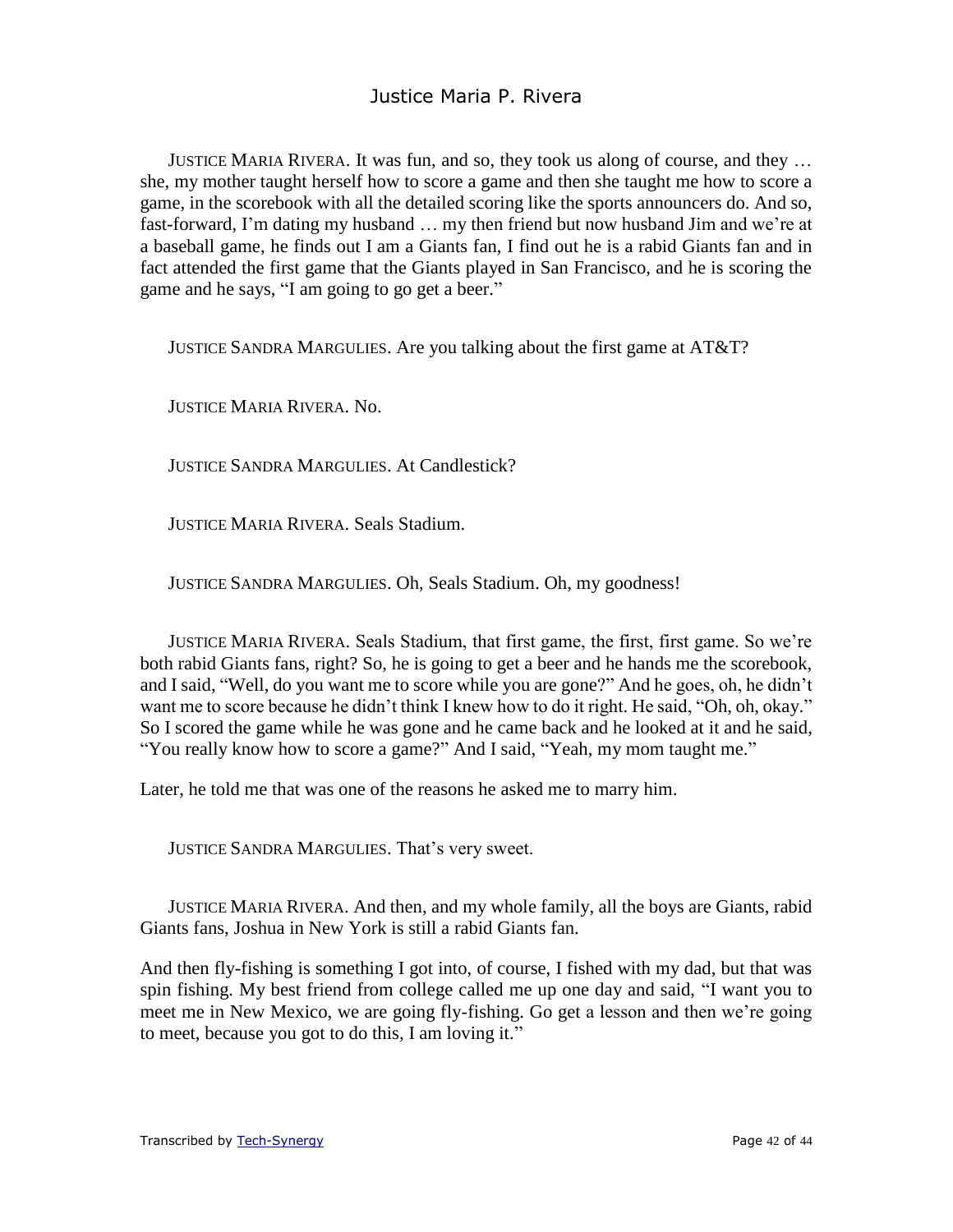JUSTICE MARIA RIVERA. It was fun, and so, they took us along of course, and they … she, my mother taught herself how to score a game and then she taught me how to score a game, in the scorebook with all the detailed scoring like the sports announcers do. And so, fast-forward, I'm dating my husband … my then friend but now husband Jim and we're at a baseball game, he finds out I am a Giants fan, I find out he is a rabid Giants fan and in fact attended the first game that the Giants played in San Francisco, and he is scoring the game and he says, "I am going to go get a beer."

JUSTICE SANDRA MARGULIES. Are you talking about the first game at AT&T?

JUSTICE MARIA RIVERA. No.

JUSTICE SANDRA MARGULIES. At Candlestick?

JUSTICE MARIA RIVERA. Seals Stadium.

JUSTICE SANDRA MARGULIES. Oh, Seals Stadium. Oh, my goodness!

JUSTICE MARIA RIVERA. Seals Stadium, that first game, the first, first game. So we're both rabid Giants fans, right? So, he is going to get a beer and he hands me the scorebook, and I said, "Well, do you want me to score while you are gone?" And he goes, oh, he didn't want me to score because he didn't think I knew how to do it right. He said, "Oh, oh, okay." So I scored the game while he was gone and he came back and he looked at it and he said, "You really know how to score a game?" And I said, "Yeah, my mom taught me."

Later, he told me that was one of the reasons he asked me to marry him.

JUSTICE SANDRA MARGULIES. That's very sweet.

JUSTICE MARIA RIVERA. And then, and my whole family, all the boys are Giants, rabid Giants fans, Joshua in New York is still a rabid Giants fan.

And then fly-fishing is something I got into, of course, I fished with my dad, but that was spin fishing. My best friend from college called me up one day and said, "I want you to meet me in New Mexico, we are going fly-fishing. Go get a lesson and then we're going to meet, because you got to do this, I am loving it."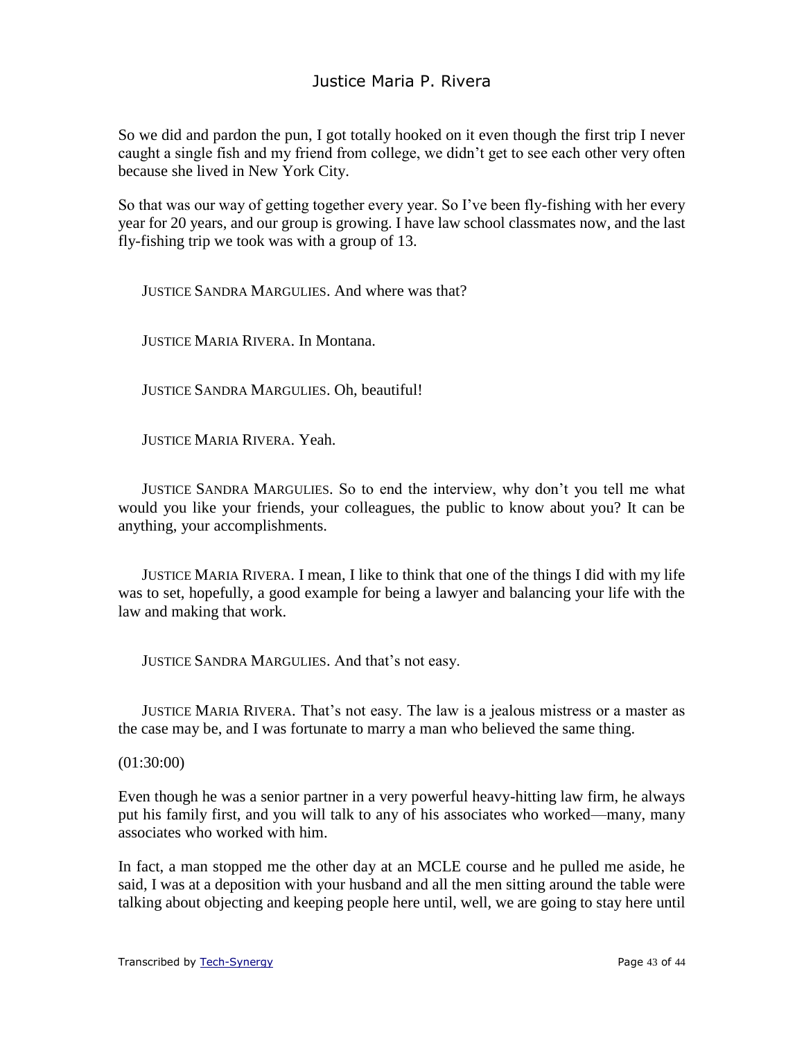So we did and pardon the pun, I got totally hooked on it even though the first trip I never caught a single fish and my friend from college, we didn't get to see each other very often because she lived in New York City.

So that was our way of getting together every year. So I've been fly-fishing with her every year for 20 years, and our group is growing. I have law school classmates now, and the last fly-fishing trip we took was with a group of 13.

JUSTICE SANDRA MARGULIES. And where was that?

JUSTICE MARIA RIVERA. In Montana.

JUSTICE SANDRA MARGULIES. Oh, beautiful!

JUSTICE MARIA RIVERA. Yeah.

JUSTICE SANDRA MARGULIES. So to end the interview, why don't you tell me what would you like your friends, your colleagues, the public to know about you? It can be anything, your accomplishments.

JUSTICE MARIA RIVERA. I mean, I like to think that one of the things I did with my life was to set, hopefully, a good example for being a lawyer and balancing your life with the law and making that work.

JUSTICE SANDRA MARGULIES. And that's not easy.

JUSTICE MARIA RIVERA. That's not easy. The law is a jealous mistress or a master as the case may be, and I was fortunate to marry a man who believed the same thing.

(01:30:00)

Even though he was a senior partner in a very powerful heavy-hitting law firm, he always put his family first, and you will talk to any of his associates who worked—many, many associates who worked with him.

In fact, a man stopped me the other day at an MCLE course and he pulled me aside, he said, I was at a deposition with your husband and all the men sitting around the table were talking about objecting and keeping people here until, well, we are going to stay here until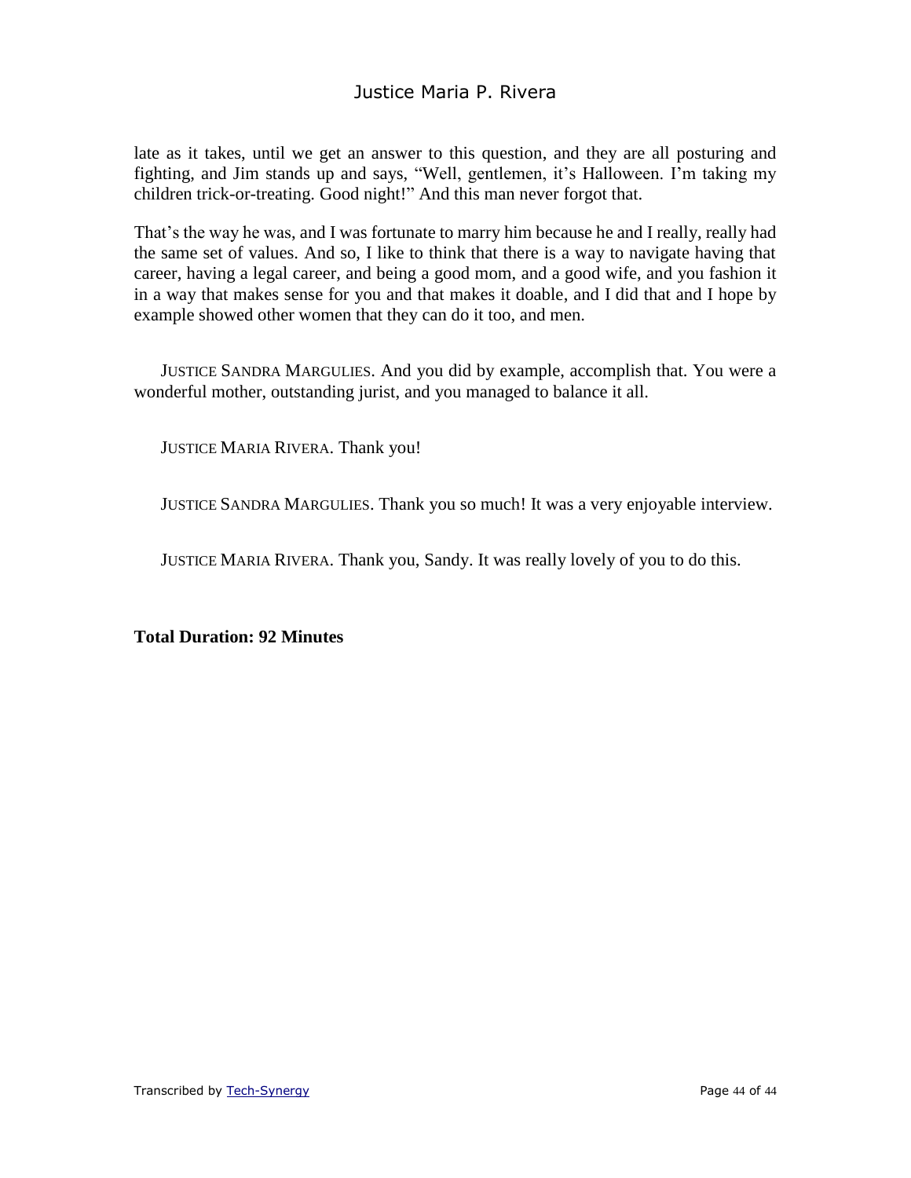late as it takes, until we get an answer to this question, and they are all posturing and fighting, and Jim stands up and says, "Well, gentlemen, it's Halloween. I'm taking my children trick-or-treating. Good night!" And this man never forgot that.

That's the way he was, and I was fortunate to marry him because he and I really, really had the same set of values. And so, I like to think that there is a way to navigate having that career, having a legal career, and being a good mom, and a good wife, and you fashion it in a way that makes sense for you and that makes it doable, and I did that and I hope by example showed other women that they can do it too, and men.

JUSTICE SANDRA MARGULIES. And you did by example, accomplish that. You were a wonderful mother, outstanding jurist, and you managed to balance it all.

JUSTICE MARIA RIVERA. Thank you!

JUSTICE SANDRA MARGULIES. Thank you so much! It was a very enjoyable interview.

JUSTICE MARIA RIVERA. Thank you, Sandy. It was really lovely of you to do this.

**Total Duration: 92 Minutes**